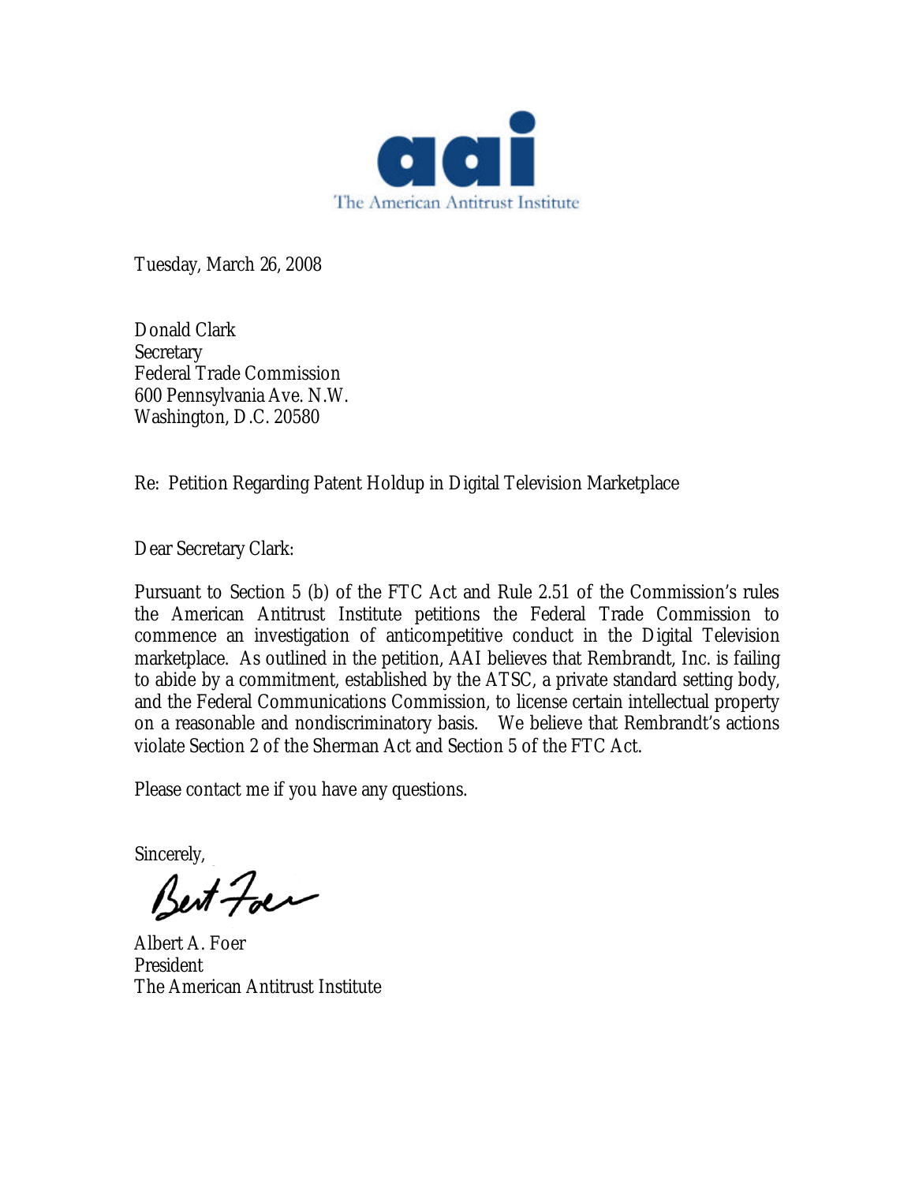aai

The American Antitrust Institute

Tuesday, March 26, 2008

Donald Clark
Secretary
Federal Trade Commission
600 Pennsylvania Ave. N.W.
Washington, D.C. 20580

Re: Petition Regarding Patent Holdup in Digital Television Marketplace

Dear Secretary Clark:

Pursuant to Section 5 (b) of the FTC Act and Rule 2.51 of the Commission's rules the American Antitrust Institute petitions the Federal Trade Commission to commence an investigation of anticompetitive conduct in the Digital Television marketplace. As outlined in the petition, AAI believes that Rembrandt, Inc. is failing to abide by a commitment, established by the ATSC, a private standard setting body, and the Federal Communications Commission, to license certain intellectual property on a reasonable and nondiscriminatory basis. We believe that Rembrandt's actions violate Section 2 of the Sherman Act and Section 5 of the FTC Act.

Please contact me if you have any questions.

Sincerely,

Albert A. Foer
President
The American Antitrust Institute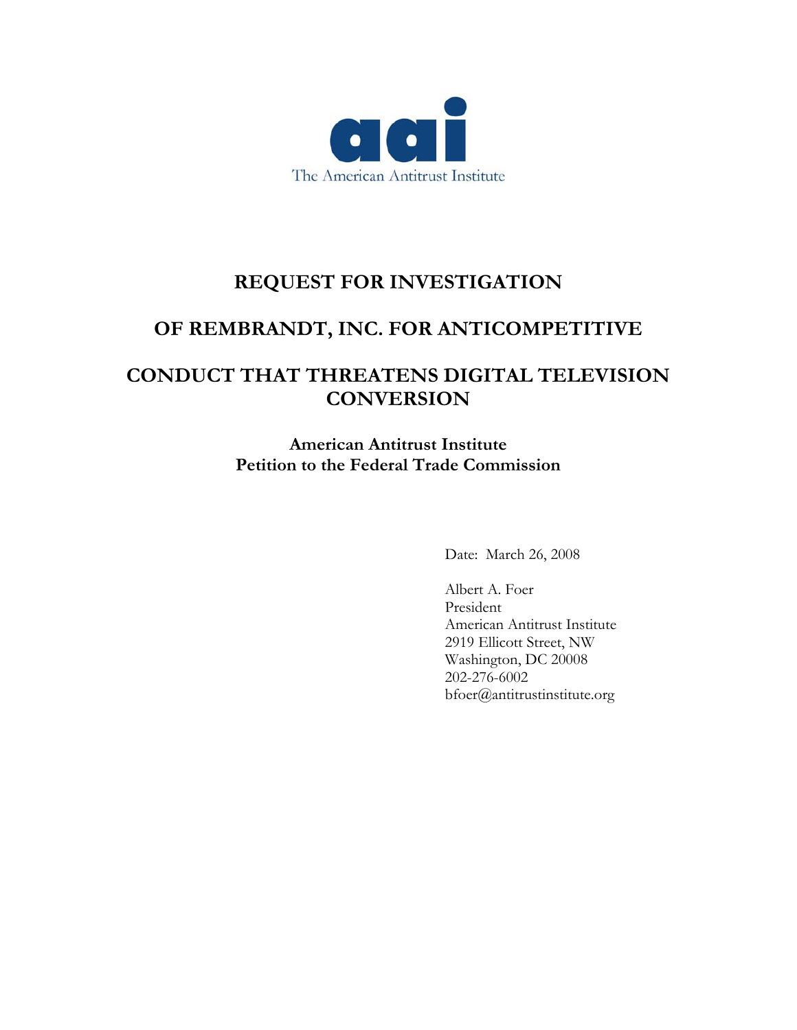# REQUEST FOR INVESTIGATION

# OF REMBRANDT, INC. FOR ANTICOMPETITIVE

# CONDUCT THAT THREATENS DIGITAL TELEVISION CONVERSION

**American Antitrust Institute**
**Petition to the Federal Trade Commission**

Date: March 26, 2008

Albert A. Foer
President
American Antitrust Institute
2919 Ellicott Street, NW
Washington, DC 20008
202-276-6002
bfoer@antitrustinstitute.org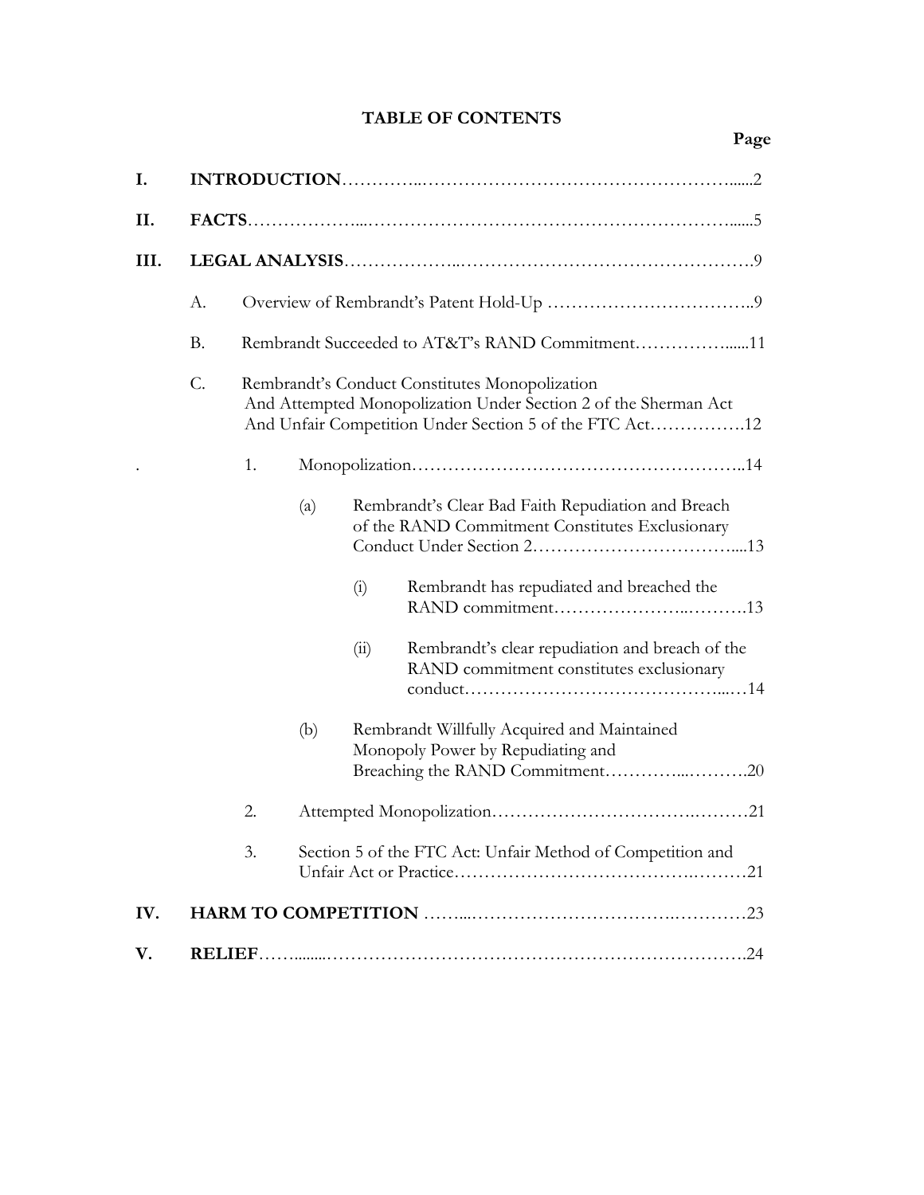**TABLE OF CONTENTS**

**Page**

**I. INTRODUCTION** ..... 2

**II. FACTS** ..... 5

**III. LEGAL ANALYSIS** ..... 9

- A. Overview of Rembrandt's Patent Hold-Up ..... 9
- B. Rembrandt Succeeded to AT&T's RAND Commitment ..... 11
- C. Rembrandt's Conduct Constitutes Monopolization And Attempted Monopolization Under Section 2 of the Sherman Act And Unfair Competition Under Section 5 of the FTC Act ..... 12
  - 1. Monopolization ..... 14
    - (a) Rembrandt's Clear Bad Faith Repudiation and Breach of the RAND Commitment Constitutes Exclusionary Conduct Under Section 2 ..... 13
      - (i) Rembrandt has repudiated and breached the RAND commitment ..... 13
      - (ii) Rembrandt's clear repudiation and breach of the RAND commitment constitutes exclusionary conduct ..... 14
    - (b) Rembrandt Willfully Acquired and Maintained Monopoly Power by Repudiating and Breaching the RAND Commitment ..... 20
  - 2. Attempted Monopolization ..... 21
  - 3. Section 5 of the FTC Act: Unfair Method of Competition and Unfair Act or Practice ..... 21

**IV. HARM TO COMPETITION** ..... 23

**V. RELIEF** ..... 24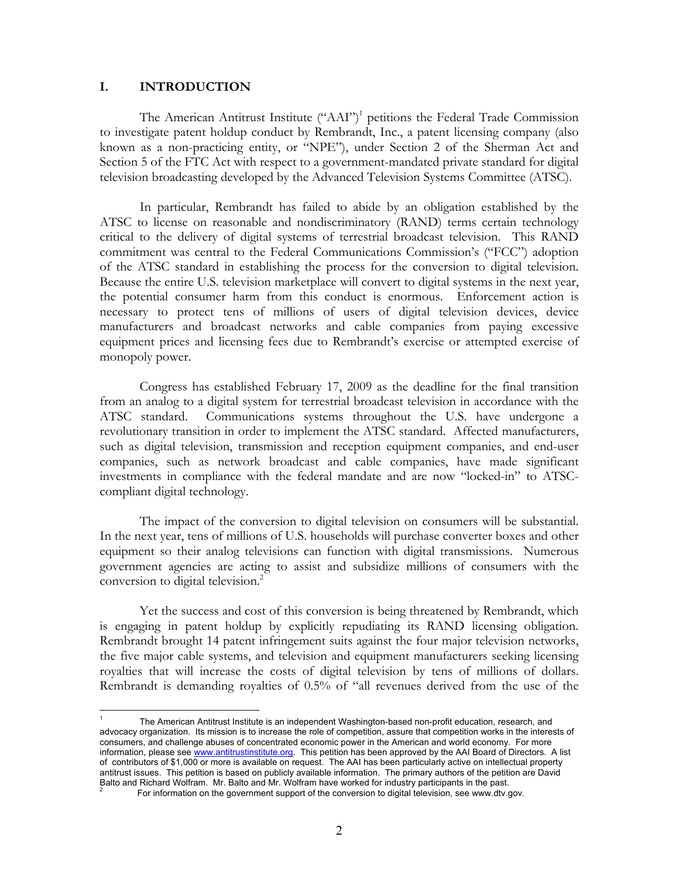## I. INTRODUCTION

The American Antitrust Institute ("AAI")[1] petitions the Federal Trade Commission to investigate patent holdup conduct by Rembrandt, Inc., a patent licensing company (also known as a non-practicing entity, or "NPE"), under Section 2 of the Sherman Act and Section 5 of the FTC Act with respect to a government-mandated private standard for digital television broadcasting developed by the Advanced Television Systems Committee (ATSC).

In particular, Rembrandt has failed to abide by an obligation established by the ATSC to license on reasonable and nondiscriminatory (RAND) terms certain technology critical to the delivery of digital systems of terrestrial broadcast television. This RAND commitment was central to the Federal Communications Commission's ("FCC") adoption of the ATSC standard in establishing the process for the conversion to digital television. Because the entire U.S. television marketplace will convert to digital systems in the next year, the potential consumer harm from this conduct is enormous. Enforcement action is necessary to protect tens of millions of users of digital television devices, device manufacturers and broadcast networks and cable companies from paying excessive equipment prices and licensing fees due to Rembrandt's exercise or attempted exercise of monopoly power.

Congress has established February 17, 2009 as the deadline for the final transition from an analog to a digital system for terrestrial broadcast television in accordance with the ATSC standard. Communications systems throughout the U.S. have undergone a revolutionary transition in order to implement the ATSC standard. Affected manufacturers, such as digital television, transmission and reception equipment companies, and end-user companies, such as network broadcast and cable companies, have made significant investments in compliance with the federal mandate and are now "locked-in" to ATSC-compliant digital technology.

The impact of the conversion to digital television on consumers will be substantial. In the next year, tens of millions of U.S. households will purchase converter boxes and other equipment so their analog televisions can function with digital transmissions. Numerous government agencies are acting to assist and subsidize millions of consumers with the conversion to digital television.[2]

Yet the success and cost of this conversion is being threatened by Rembrandt, which is engaging in patent holdup by explicitly repudiating its RAND licensing obligation. Rembrandt brought 14 patent infringement suits against the four major television networks, the five major cable systems, and television and equipment manufacturers seeking licensing royalties that will increase the costs of digital television by tens of millions of dollars. Rembrandt is demanding royalties of 0.5% of "all revenues derived from the use of the

---

[1] The American Antitrust Institute is an independent Washington-based non-profit education, research, and advocacy organization. Its mission is to increase the role of competition, assure that competition works in the interests of consumers, and challenge abuses of concentrated economic power in the American and world economy. For more information, please see www.antitrustinstitute.org. This petition has been approved by the AAI Board of Directors. A list of contributors of $1,000 or more is available on request. The AAI has been particularly active on intellectual property antitrust issues. This petition is based on publicly available information. The primary authors of the petition are David Balto and Richard Wolfram. Mr. Balto and Mr. Wolfram have worked for industry participants in the past.

[2] For information on the government support of the conversion to digital television, see www.dtv.gov.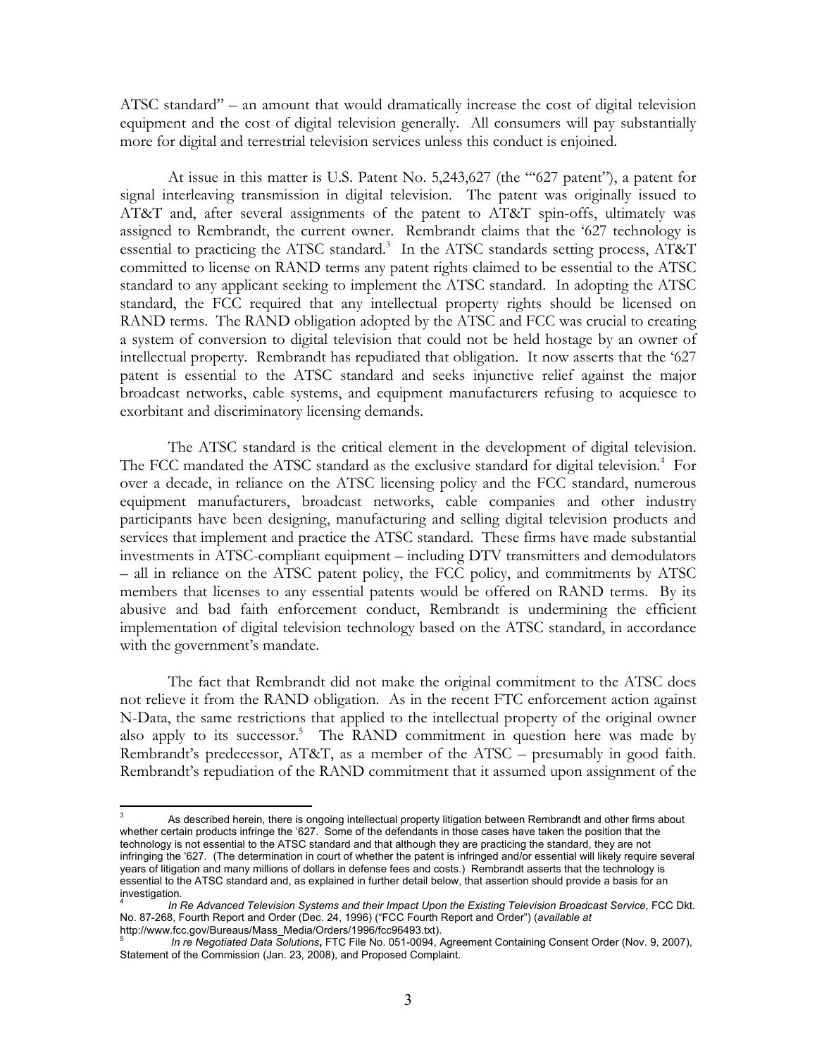ATSC standard" – an amount that would dramatically increase the cost of digital television equipment and the cost of digital television generally. All consumers will pay substantially more for digital and terrestrial television services unless this conduct is enjoined.

At issue in this matter is U.S. Patent No. 5,243,627 (the "'627 patent"), a patent for signal interleaving transmission in digital television. The patent was originally issued to AT&T and, after several assignments of the patent to AT&T spin-offs, ultimately was assigned to Rembrandt, the current owner. Rembrandt claims that the '627 technology is essential to practicing the ATSC standard.[3] In the ATSC standards setting process, AT&T committed to license on RAND terms any patent rights claimed to be essential to the ATSC standard to any applicant seeking to implement the ATSC standard. In adopting the ATSC standard, the FCC required that any intellectual property rights should be licensed on RAND terms. The RAND obligation adopted by the ATSC and FCC was crucial to creating a system of conversion to digital television that could not be held hostage by an owner of intellectual property. Rembrandt has repudiated that obligation. It now asserts that the '627 patent is essential to the ATSC standard and seeks injunctive relief against the major broadcast networks, cable systems, and equipment manufacturers refusing to acquiesce to exorbitant and discriminatory licensing demands.

The ATSC standard is the critical element in the development of digital television. The FCC mandated the ATSC standard as the exclusive standard for digital television.[4] For over a decade, in reliance on the ATSC licensing policy and the FCC standard, numerous equipment manufacturers, broadcast networks, cable companies and other industry participants have been designing, manufacturing and selling digital television products and services that implement and practice the ATSC standard. These firms have made substantial investments in ATSC-compliant equipment – including DTV transmitters and demodulators – all in reliance on the ATSC patent policy, the FCC policy, and commitments by ATSC members that licenses to any essential patents would be offered on RAND terms. By its abusive and bad faith enforcement conduct, Rembrandt is undermining the efficient implementation of digital television technology based on the ATSC standard, in accordance with the government's mandate.

The fact that Rembrandt did not make the original commitment to the ATSC does not relieve it from the RAND obligation. As in the recent FTC enforcement action against N-Data, the same restrictions that applied to the intellectual property of the original owner also apply to its successor.[5] The RAND commitment in question here was made by Rembrandt's predecessor, AT&T, as a member of the ATSC – presumably in good faith. Rembrandt's repudiation of the RAND commitment that it assumed upon assignment of the

---

[3] As described herein, there is ongoing intellectual property litigation between Rembrandt and other firms about whether certain products infringe the '627. Some of the defendants in those cases have taken the position that the technology is not essential to the ATSC standard and that although they are practicing the standard, they are not infringing the '627. (The determination in court of whether the patent is infringed and/or essential will likely require several years of litigation and many millions of dollars in defense fees and costs.) Rembrandt asserts that the technology is essential to the ATSC standard and, as explained in further detail below, that assertion should provide a basis for an investigation.

[4] *In Re Advanced Television Systems and their Impact Upon the Existing Television Broadcast Service*, FCC Dkt. No. 87-268, Fourth Report and Order (Dec. 24, 1996) ("FCC Fourth Report and Order") (*available at* http://www.fcc.gov/Bureaus/Mass_Media/Orders/1996/fcc96493.txt).

[5] *In re Negotiated Data Solutions*, FTC File No. 051-0094, Agreement Containing Consent Order (Nov. 9, 2007), Statement of the Commission (Jan. 23, 2008), and Proposed Complaint.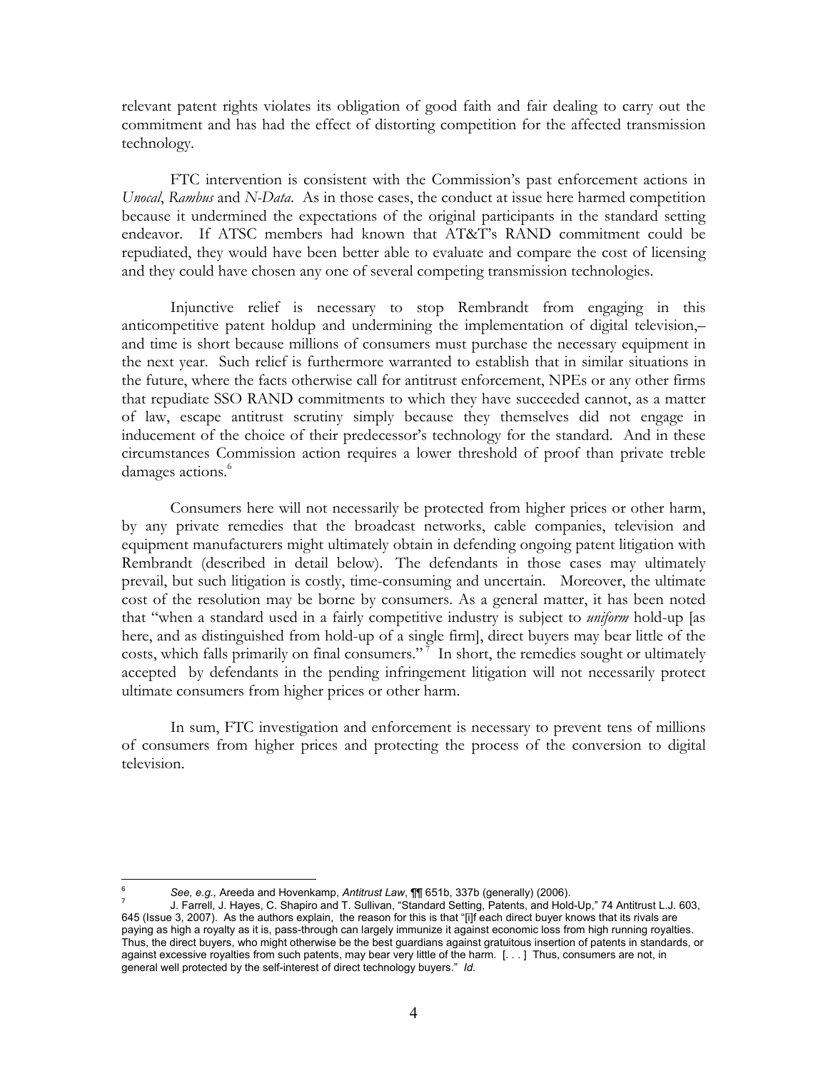relevant patent rights violates its obligation of good faith and fair dealing to carry out the commitment and has had the effect of distorting competition for the affected transmission technology.

FTC intervention is consistent with the Commission's past enforcement actions in *Unocal*, *Rambus* and *N-Data*. As in those cases, the conduct at issue here harmed competition because it undermined the expectations of the original participants in the standard setting endeavor. If ATSC members had known that AT&T's RAND commitment could be repudiated, they would have been better able to evaluate and compare the cost of licensing and they could have chosen any one of several competing transmission technologies.

Injunctive relief is necessary to stop Rembrandt from engaging in this anticompetitive patent holdup and undermining the implementation of digital television,– and time is short because millions of consumers must purchase the necessary equipment in the next year. Such relief is furthermore warranted to establish that in similar situations in the future, where the facts otherwise call for antitrust enforcement, NPEs or any other firms that repudiate SSO RAND commitments to which they have succeeded cannot, as a matter of law, escape antitrust scrutiny simply because they themselves did not engage in inducement of the choice of their predecessor's technology for the standard. And in these circumstances Commission action requires a lower threshold of proof than private treble damages actions.[6]

Consumers here will not necessarily be protected from higher prices or other harm, by any private remedies that the broadcast networks, cable companies, television and equipment manufacturers might ultimately obtain in defending ongoing patent litigation with Rembrandt (described in detail below). The defendants in those cases may ultimately prevail, but such litigation is costly, time-consuming and uncertain. Moreover, the ultimate cost of the resolution may be borne by consumers. As a general matter, it has been noted that "when a standard used in a fairly competitive industry is subject to *uniform* hold-up [as here, and as distinguished from hold-up of a single firm], direct buyers may bear little of the costs, which falls primarily on final consumers."[7] In short, the remedies sought or ultimately accepted by defendants in the pending infringement litigation will not necessarily protect ultimate consumers from higher prices or other harm.

In sum, FTC investigation and enforcement is necessary to prevent tens of millions of consumers from higher prices and protecting the process of the conversion to digital television.

---

[6] *See, e.g.,* Areeda and Hovenkamp, *Antitrust Law*, ¶¶ 651b, 337b (generally) (2006).

[7] J. Farrell, J. Hayes, C. Shapiro and T. Sullivan, "Standard Setting, Patents, and Hold-Up," 74 Antitrust L.J. 603, 645 (Issue 3, 2007). As the authors explain, the reason for this is that "[i]f each direct buyer knows that its rivals are paying as high a royalty as it is, pass-through can largely immunize it against economic loss from high running royalties. Thus, the direct buyers, who might otherwise be the best guardians against gratuitous insertion of patents in standards, or against excessive royalties from such patents, may bear very little of the harm. [. . . ] Thus, consumers are not, in general well protected by the self-interest of direct technology buyers." *Id.*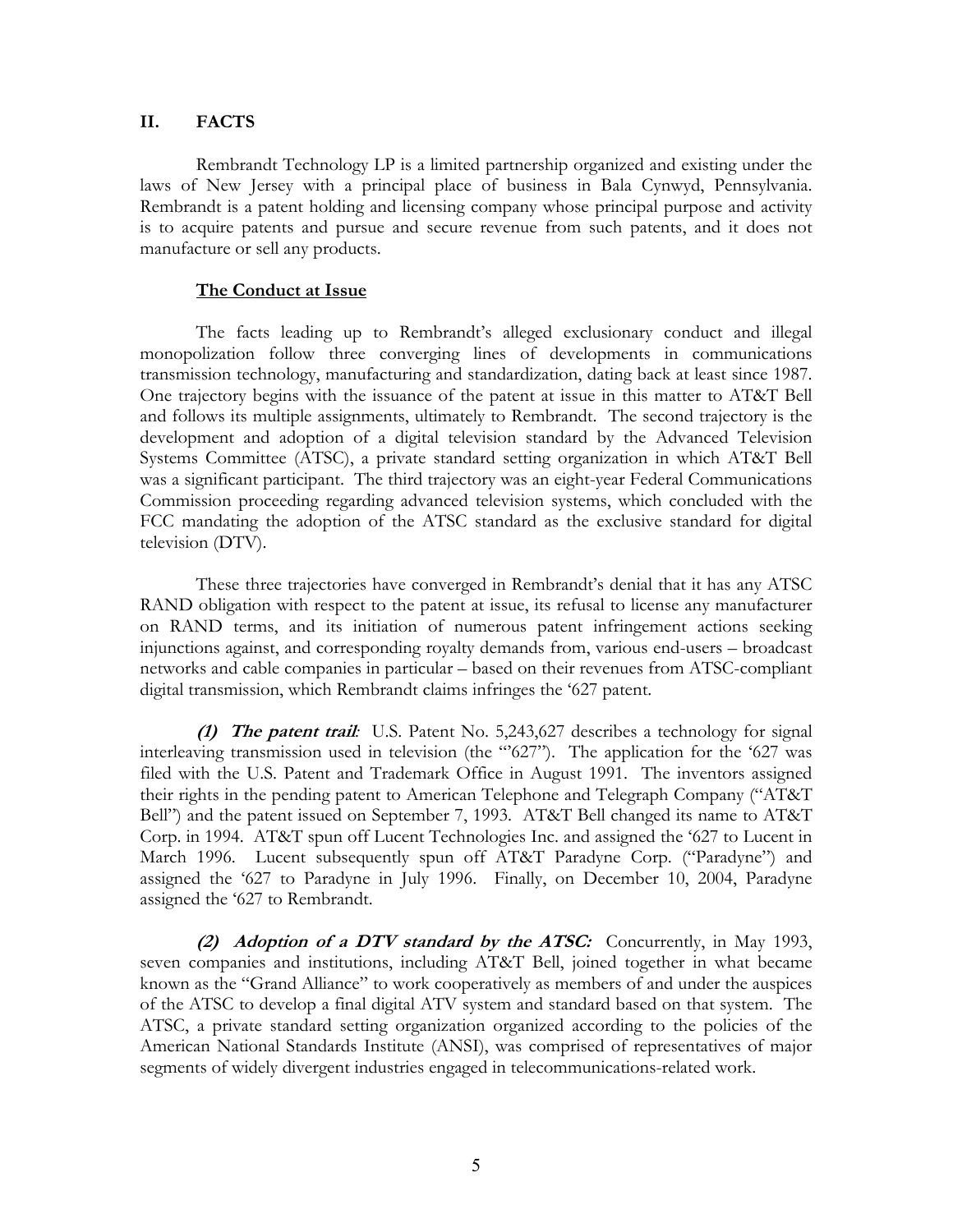## II. FACTS

Rembrandt Technology LP is a limited partnership organized and existing under the laws of New Jersey with a principal place of business in Bala Cynwyd, Pennsylvania. Rembrandt is a patent holding and licensing company whose principal purpose and activity is to acquire patents and pursue and secure revenue from such patents, and it does not manufacture or sell any products.

### The Conduct at Issue

The facts leading up to Rembrandt's alleged exclusionary conduct and illegal monopolization follow three converging lines of developments in communications transmission technology, manufacturing and standardization, dating back at least since 1987. One trajectory begins with the issuance of the patent at issue in this matter to AT&T Bell and follows its multiple assignments, ultimately to Rembrandt. The second trajectory is the development and adoption of a digital television standard by the Advanced Television Systems Committee (ATSC), a private standard setting organization in which AT&T Bell was a significant participant. The third trajectory was an eight-year Federal Communications Commission proceeding regarding advanced television systems, which concluded with the FCC mandating the adoption of the ATSC standard as the exclusive standard for digital television (DTV).

These three trajectories have converged in Rembrandt's denial that it has any ATSC RAND obligation with respect to the patent at issue, its refusal to license any manufacturer on RAND terms, and its initiation of numerous patent infringement actions seeking injunctions against, and corresponding royalty demands from, various end-users – broadcast networks and cable companies in particular – based on their revenues from ATSC-compliant digital transmission, which Rembrandt claims infringes the '627 patent.

***(1) The patent trail:*** U.S. Patent No. 5,243,627 describes a technology for signal interleaving transmission used in television (the "'627"). The application for the '627 was filed with the U.S. Patent and Trademark Office in August 1991. The inventors assigned their rights in the pending patent to American Telephone and Telegraph Company ("AT&T Bell") and the patent issued on September 7, 1993. AT&T Bell changed its name to AT&T Corp. in 1994. AT&T spun off Lucent Technologies Inc. and assigned the '627 to Lucent in March 1996. Lucent subsequently spun off AT&T Paradyne Corp. ("Paradyne") and assigned the '627 to Paradyne in July 1996. Finally, on December 10, 2004, Paradyne assigned the '627 to Rembrandt.

***(2) Adoption of a DTV standard by the ATSC:*** Concurrently, in May 1993, seven companies and institutions, including AT&T Bell, joined together in what became known as the "Grand Alliance" to work cooperatively as members of and under the auspices of the ATSC to develop a final digital ATV system and standard based on that system. The ATSC, a private standard setting organization organized according to the policies of the American National Standards Institute (ANSI), was comprised of representatives of major segments of widely divergent industries engaged in telecommunications-related work.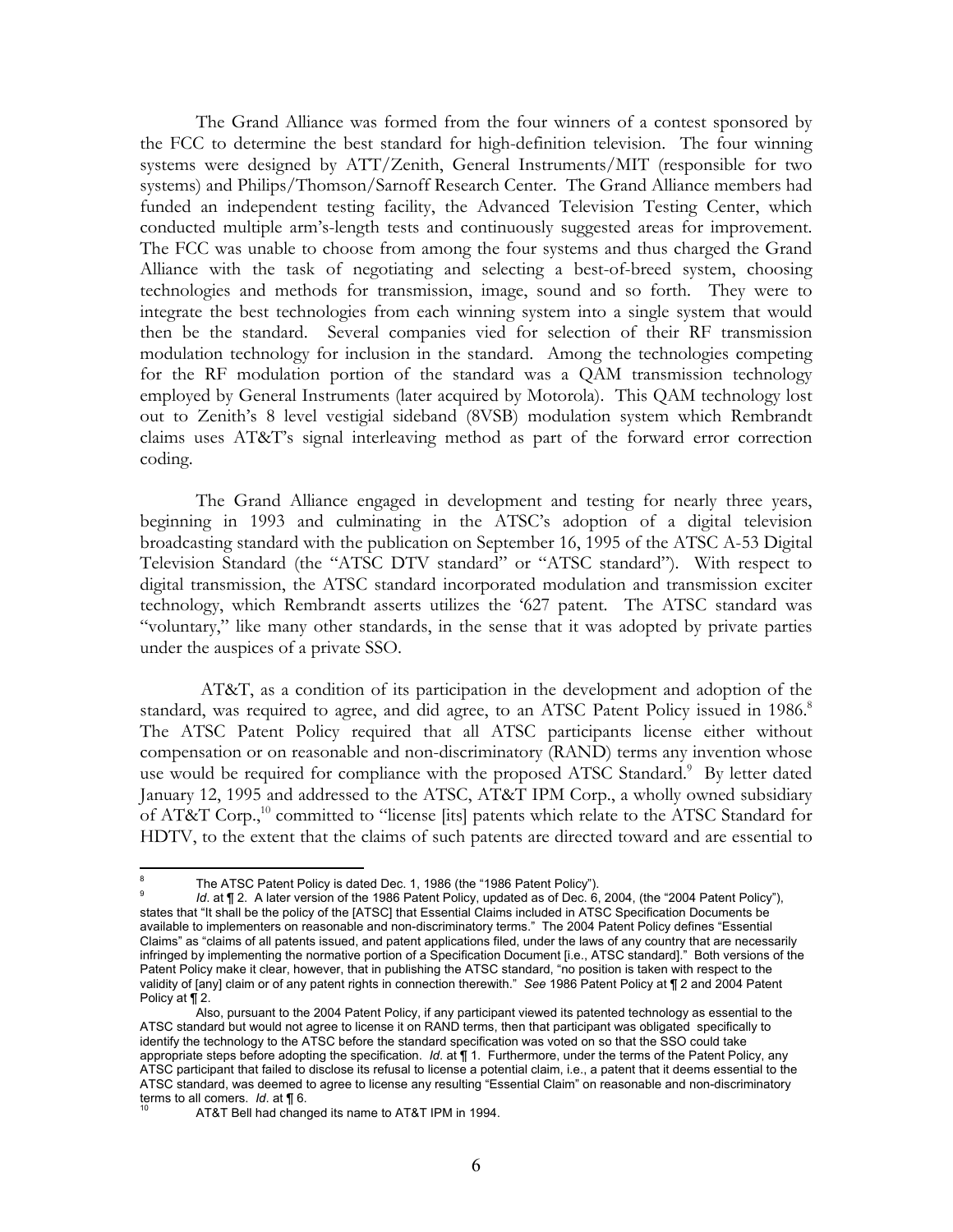The Grand Alliance was formed from the four winners of a contest sponsored by the FCC to determine the best standard for high-definition television. The four winning systems were designed by ATT/Zenith, General Instruments/MIT (responsible for two systems) and Philips/Thomson/Sarnoff Research Center. The Grand Alliance members had funded an independent testing facility, the Advanced Television Testing Center, which conducted multiple arm's-length tests and continuously suggested areas for improvement. The FCC was unable to choose from among the four systems and thus charged the Grand Alliance with the task of negotiating and selecting a best-of-breed system, choosing technologies and methods for transmission, image, sound and so forth. They were to integrate the best technologies from each winning system into a single system that would then be the standard. Several companies vied for selection of their RF transmission modulation technology for inclusion in the standard. Among the technologies competing for the RF modulation portion of the standard was a QAM transmission technology employed by General Instruments (later acquired by Motorola). This QAM technology lost out to Zenith's 8 level vestigial sideband (8VSB) modulation system which Rembrandt claims uses AT&T's signal interleaving method as part of the forward error correction coding.

The Grand Alliance engaged in development and testing for nearly three years, beginning in 1993 and culminating in the ATSC's adoption of a digital television broadcasting standard with the publication on September 16, 1995 of the ATSC A-53 Digital Television Standard (the "ATSC DTV standard" or "ATSC standard"). With respect to digital transmission, the ATSC standard incorporated modulation and transmission exciter technology, which Rembrandt asserts utilizes the '627 patent. The ATSC standard was "voluntary," like many other standards, in the sense that it was adopted by private parties under the auspices of a private SSO.

AT&T, as a condition of its participation in the development and adoption of the standard, was required to agree, and did agree, to an ATSC Patent Policy issued in 1986.[8] The ATSC Patent Policy required that all ATSC participants license either without compensation or on reasonable and non-discriminatory (RAND) terms any invention whose use would be required for compliance with the proposed ATSC Standard.[9] By letter dated January 12, 1995 and addressed to the ATSC, AT&T IPM Corp., a wholly owned subsidiary of AT&T Corp.,[10] committed to "license [its] patents which relate to the ATSC Standard for HDTV, to the extent that the claims of such patents are directed toward and are essential to

---

[8] The ATSC Patent Policy is dated Dec. 1, 1986 (the "1986 Patent Policy").

[9] *Id*. at ¶ 2. A later version of the 1986 Patent Policy, updated as of Dec. 6, 2004, (the "2004 Patent Policy"), states that "It shall be the policy of the [ATSC] that Essential Claims included in ATSC Specification Documents be available to implementers on reasonable and non-discriminatory terms." The 2004 Patent Policy defines "Essential Claims" as "claims of all patents issued, and patent applications filed, under the laws of any country that are necessarily infringed by implementing the normative portion of a Specification Document [i.e., ATSC standard]." Both versions of the Patent Policy make it clear, however, that in publishing the ATSC standard, "no position is taken with respect to the validity of [any] claim or of any patent rights in connection therewith." *See* 1986 Patent Policy at ¶ 2 and 2004 Patent Policy at ¶ 2.

Also, pursuant to the 2004 Patent Policy, if any participant viewed its patented technology as essential to the ATSC standard but would not agree to license it on RAND terms, then that participant was obligated specifically to identify the technology to the ATSC before the standard specification was voted on so that the SSO could take appropriate steps before adopting the specification. *Id*. at ¶ 1. Furthermore, under the terms of the Patent Policy, any ATSC participant that failed to disclose its refusal to license a potential claim, i.e., a patent that it deems essential to the ATSC standard, was deemed to agree to license any resulting "Essential Claim" on reasonable and non-discriminatory terms to all comers. *Id*. at ¶ 6.

[10] AT&T Bell had changed its name to AT&T IPM in 1994.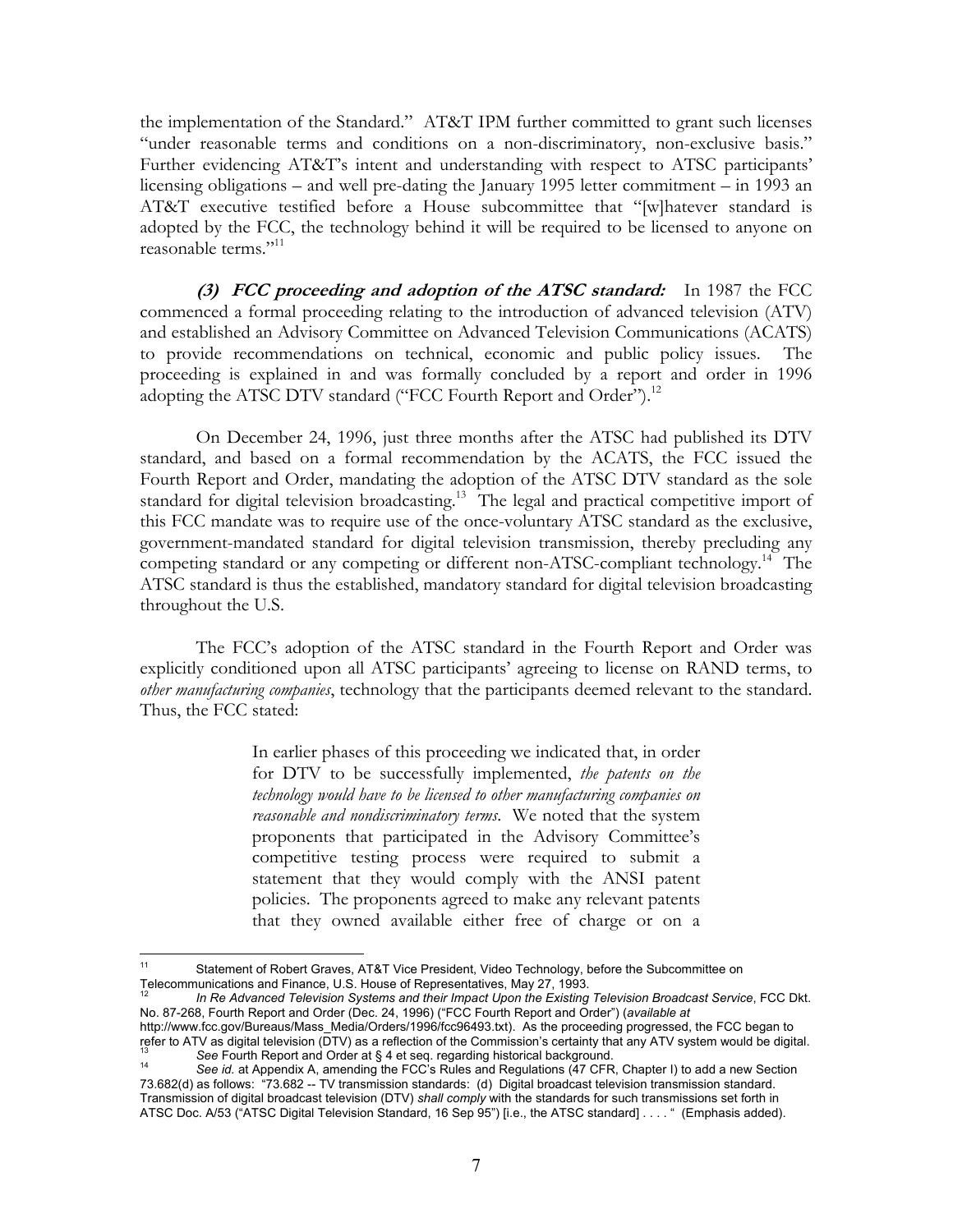the implementation of the Standard." AT&T IPM further committed to grant such licenses "under reasonable terms and conditions on a non-discriminatory, non-exclusive basis." Further evidencing AT&T's intent and understanding with respect to ATSC participants' licensing obligations – and well pre-dating the January 1995 letter commitment – in 1993 an AT&T executive testified before a House subcommittee that "[w]hatever standard is adopted by the FCC, the technology behind it will be required to be licensed to anyone on reasonable terms."[11]

***(3) FCC proceeding and adoption of the ATSC standard:*** In 1987 the FCC commenced a formal proceeding relating to the introduction of advanced television (ATV) and established an Advisory Committee on Advanced Television Communications (ACATS) to provide recommendations on technical, economic and public policy issues. The proceeding is explained in and was formally concluded by a report and order in 1996 adopting the ATSC DTV standard ("FCC Fourth Report and Order").[12]

On December 24, 1996, just three months after the ATSC had published its DTV standard, and based on a formal recommendation by the ACATS, the FCC issued the Fourth Report and Order, mandating the adoption of the ATSC DTV standard as the sole standard for digital television broadcasting.[13] The legal and practical competitive import of this FCC mandate was to require use of the once-voluntary ATSC standard as the exclusive, government-mandated standard for digital television transmission, thereby precluding any competing standard or any competing or different non-ATSC-compliant technology.[14] The ATSC standard is thus the established, mandatory standard for digital television broadcasting throughout the U.S.

The FCC's adoption of the ATSC standard in the Fourth Report and Order was explicitly conditioned upon all ATSC participants' agreeing to license on RAND terms, to *other manufacturing companies*, technology that the participants deemed relevant to the standard. Thus, the FCC stated:

> In earlier phases of this proceeding we indicated that, in order for DTV to be successfully implemented, *the patents on the technology would have to be licensed to other manufacturing companies on reasonable and nondiscriminatory terms*. We noted that the system proponents that participated in the Advisory Committee's competitive testing process were required to submit a statement that they would comply with the ANSI patent policies. The proponents agreed to make any relevant patents that they owned available either free of charge or on a

---

[11] Statement of Robert Graves, AT&T Vice President, Video Technology, before the Subcommittee on Telecommunications and Finance, U.S. House of Representatives, May 27, 1993.

[12] *In Re Advanced Television Systems and their Impact Upon the Existing Television Broadcast Service*, FCC Dkt. No. 87-268, Fourth Report and Order (Dec. 24, 1996) ("FCC Fourth Report and Order") (*available at* http://www.fcc.gov/Bureaus/Mass_Media/Orders/1996/fcc96493.txt). As the proceeding progressed, the FCC began to refer to ATV as digital television (DTV) as a reflection of the Commission's certainty that any ATV system would be digital.

[13] *See* Fourth Report and Order at § 4 et seq. regarding historical background.

[14] *See id.* at Appendix A, amending the FCC's Rules and Regulations (47 CFR, Chapter I) to add a new Section 73.682(d) as follows: "73.682 -- TV transmission standards: (d) Digital broadcast television transmission standard. Transmission of digital broadcast television (DTV) *shall comply* with the standards for such transmissions set forth in ATSC Doc. A/53 ("ATSC Digital Television Standard, 16 Sep 95") [i.e., the ATSC standard] . . . . " (Emphasis added).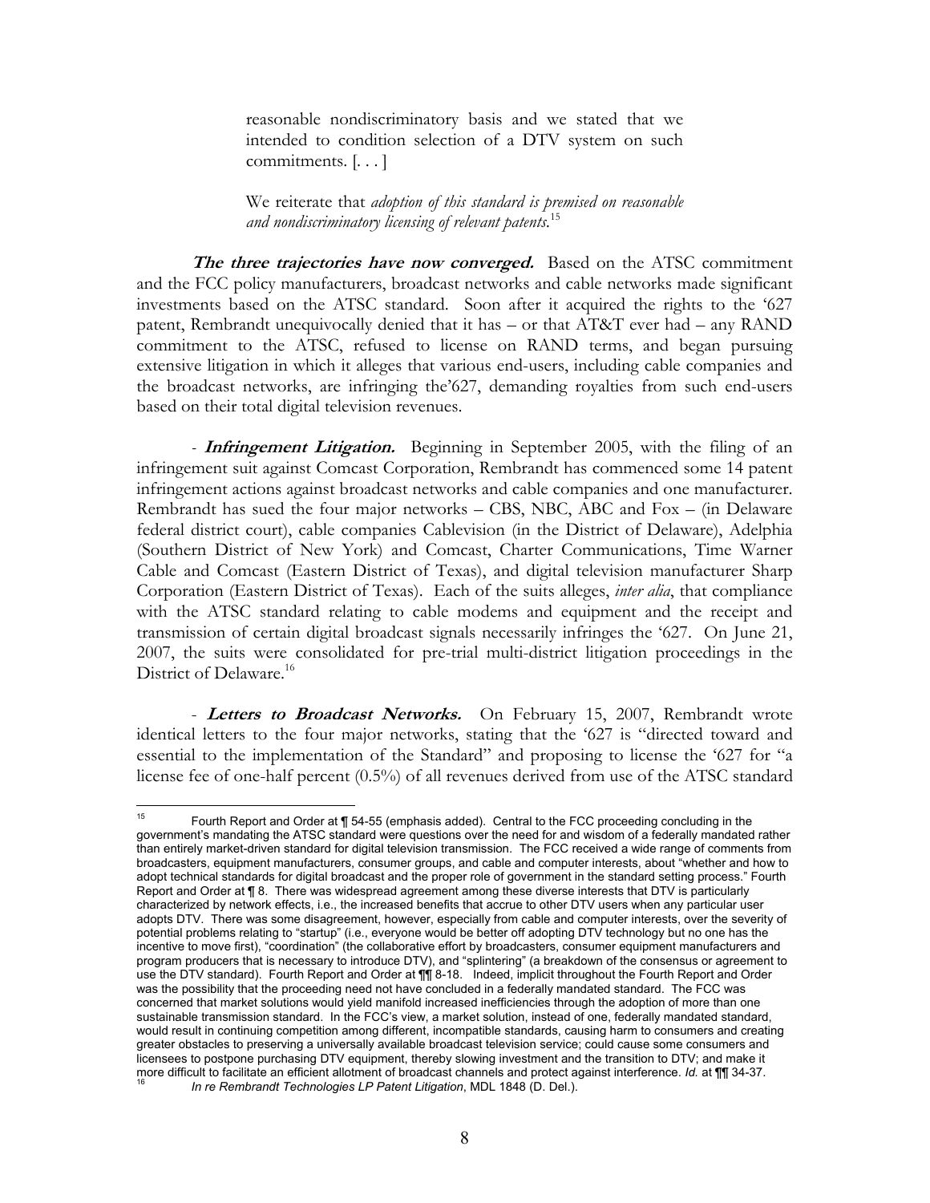> reasonable nondiscriminatory basis and we stated that we intended to condition selection of a DTV system on such commitments. [. . . ]
>
> We reiterate that *adoption of this standard is premised on reasonable and nondiscriminatory licensing of relevant patents*.[15]

***The three trajectories have now converged.*** Based on the ATSC commitment and the FCC policy manufacturers, broadcast networks and cable networks made significant investments based on the ATSC standard. Soon after it acquired the rights to the '627 patent, Rembrandt unequivocally denied that it has – or that AT&T ever had – any RAND commitment to the ATSC, refused to license on RAND terms, and began pursuing extensive litigation in which it alleges that various end-users, including cable companies and the broadcast networks, are infringing the'627, demanding royalties from such end-users based on their total digital television revenues.

- ***Infringement Litigation.*** Beginning in September 2005, with the filing of an infringement suit against Comcast Corporation, Rembrandt has commenced some 14 patent infringement actions against broadcast networks and cable companies and one manufacturer. Rembrandt has sued the four major networks – CBS, NBC, ABC and Fox – (in Delaware federal district court), cable companies Cablevision (in the District of Delaware), Adelphia (Southern District of New York) and Comcast, Charter Communications, Time Warner Cable and Comcast (Eastern District of Texas), and digital television manufacturer Sharp Corporation (Eastern District of Texas). Each of the suits alleges, *inter alia*, that compliance with the ATSC standard relating to cable modems and equipment and the receipt and transmission of certain digital broadcast signals necessarily infringes the '627. On June 21, 2007, the suits were consolidated for pre-trial multi-district litigation proceedings in the District of Delaware.[16]

- ***Letters to Broadcast Networks.*** On February 15, 2007, Rembrandt wrote identical letters to the four major networks, stating that the '627 is "directed toward and essential to the implementation of the Standard" and proposing to license the '627 for "a license fee of one-half percent (0.5%) of all revenues derived from use of the ATSC standard

---

[15] Fourth Report and Order at ¶ 54-55 (emphasis added). Central to the FCC proceeding concluding in the government's mandating the ATSC standard were questions over the need for and wisdom of a federally mandated rather than entirely market-driven standard for digital television transmission. The FCC received a wide range of comments from broadcasters, equipment manufacturers, consumer groups, and cable and computer interests, about "whether and how to adopt technical standards for digital broadcast and the proper role of government in the standard setting process." Fourth Report and Order at ¶ 8. There was widespread agreement among these diverse interests that DTV is particularly characterized by network effects, i.e., the increased benefits that accrue to other DTV users when any particular user adopts DTV. There was some disagreement, however, especially from cable and computer interests, over the severity of potential problems relating to "startup" (i.e., everyone would be better off adopting DTV technology but no one has the incentive to move first), "coordination" (the collaborative effort by broadcasters, consumer equipment manufacturers and program producers that is necessary to introduce DTV), and "splintering" (a breakdown of the consensus or agreement to use the DTV standard). Fourth Report and Order at ¶¶ 8-18. Indeed, implicit throughout the Fourth Report and Order was the possibility that the proceeding need not have concluded in a federally mandated standard. The FCC was concerned that market solutions would yield manifold increased inefficiencies through the adoption of more than one sustainable transmission standard. In the FCC's view, a market solution, instead of one, federally mandated standard, would result in continuing competition among different, incompatible standards, causing harm to consumers and creating greater obstacles to preserving a universally available broadcast television service; could cause some consumers and licensees to postpone purchasing DTV equipment, thereby slowing investment and the transition to DTV; and make it more difficult to facilitate an efficient allotment of broadcast channels and protect against interference. *Id.* at ¶¶ 34-37.

[16] *In re Rembrandt Technologies LP Patent Litigation*, MDL 1848 (D. Del.).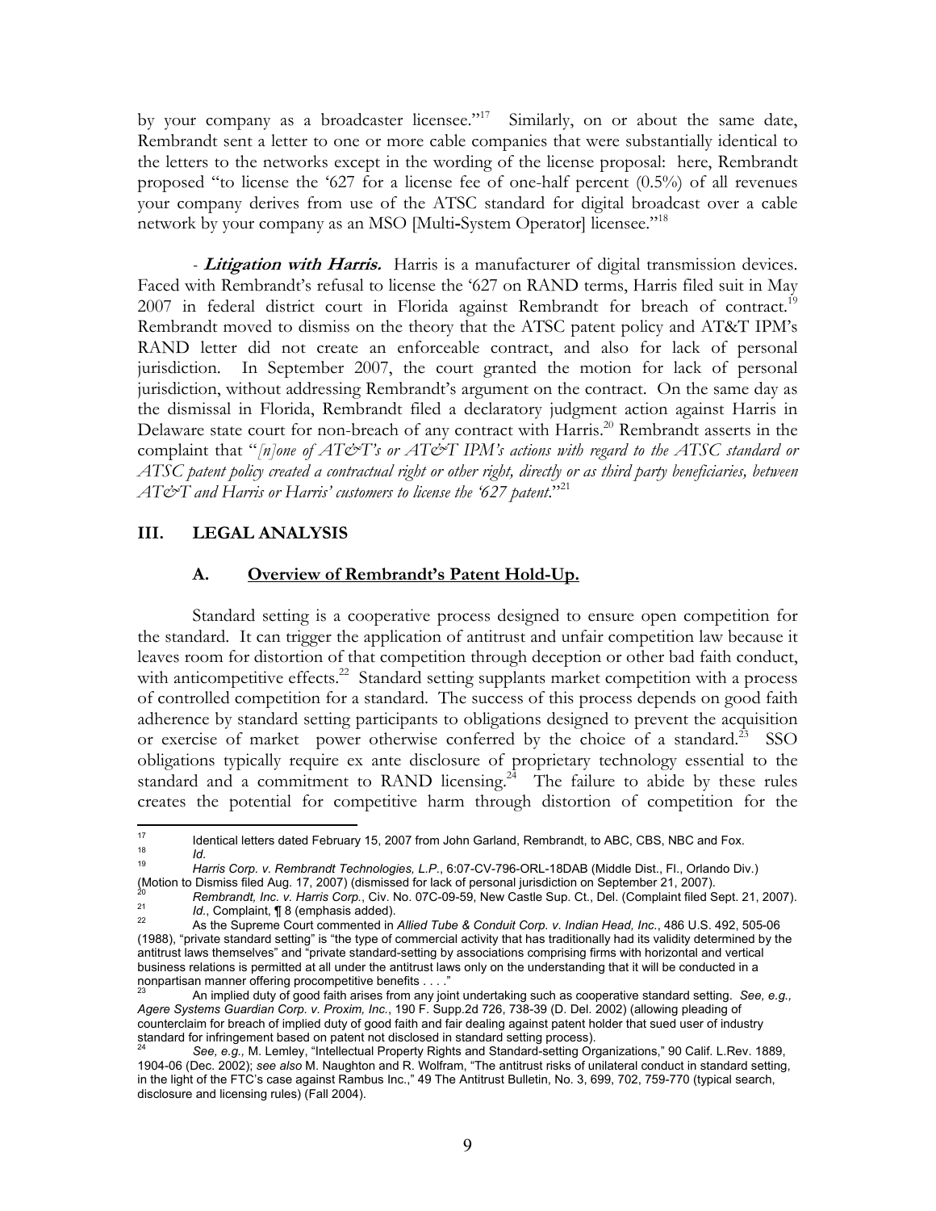by your company as a broadcaster licensee."[17] Similarly, on or about the same date, Rembrandt sent a letter to one or more cable companies that were substantially identical to the letters to the networks except in the wording of the license proposal: here, Rembrandt proposed "to license the '627 for a license fee of one-half percent (0.5%) of all revenues your company derives from use of the ATSC standard for digital broadcast over a cable network by your company as an MSO [Multi-System Operator] licensee."[18]

- ***Litigation with Harris.*** Harris is a manufacturer of digital transmission devices. Faced with Rembrandt's refusal to license the '627 on RAND terms, Harris filed suit in May 2007 in federal district court in Florida against Rembrandt for breach of contract.[19] Rembrandt moved to dismiss on the theory that the ATSC patent policy and AT&T IPM's RAND letter did not create an enforceable contract, and also for lack of personal jurisdiction. In September 2007, the court granted the motion for lack of personal jurisdiction, without addressing Rembrandt's argument on the contract. On the same day as the dismissal in Florida, Rembrandt filed a declaratory judgment action against Harris in Delaware state court for non-breach of any contract with Harris.[20] Rembrandt asserts in the complaint that "*[n]one of AT&T's or AT&T IPM's actions with regard to the ATSC standard or ATSC patent policy created a contractual right or other right, directly or as third party beneficiaries, between AT&T and Harris or Harris' customers to license the '627 patent*."[21]

## III. LEGAL ANALYSIS

### A. Overview of Rembrandt's Patent Hold-Up.

Standard setting is a cooperative process designed to ensure open competition for the standard. It can trigger the application of antitrust and unfair competition law because it leaves room for distortion of that competition through deception or other bad faith conduct, with anticompetitive effects.[22] Standard setting supplants market competition with a process of controlled competition for a standard. The success of this process depends on good faith adherence by standard setting participants to obligations designed to prevent the acquisition or exercise of market power otherwise conferred by the choice of a standard.[23] SSO obligations typically require ex ante disclosure of proprietary technology essential to the standard and a commitment to RAND licensing.[24] The failure to abide by these rules creates the potential for competitive harm through distortion of competition for the

---

[17] Identical letters dated February 15, 2007 from John Garland, Rembrandt, to ABC, CBS, NBC and Fox.

[18] *Id.*

[19] *Harris Corp. v. Rembrandt Technologies, L.P.*, 6:07-CV-796-ORL-18DAB (Middle Dist., Fl., Orlando Div.) (Motion to Dismiss filed Aug. 17, 2007) (dismissed for lack of personal jurisdiction on September 21, 2007).

[20] *Rembrandt, Inc. v. Harris Corp.*, Civ. No. 07C-09-59, New Castle Sup. Ct., Del. (Complaint filed Sept. 21, 2007).

[21] *Id.*, Complaint, ¶ 8 (emphasis added).

[22] As the Supreme Court commented in *Allied Tube & Conduit Corp. v. Indian Head, Inc.*, 486 U.S. 492, 505-06 (1988), "private standard setting" is "the type of commercial activity that has traditionally had its validity determined by the antitrust laws themselves" and "private standard-setting by associations comprising firms with horizontal and vertical business relations is permitted at all under the antitrust laws only on the understanding that it will be conducted in a nonpartisan manner offering procompetitive benefits . . . ."

[23] An implied duty of good faith arises from any joint undertaking such as cooperative standard setting. *See, e.g., Agere Systems Guardian Corp. v. Proxim, Inc.*, 190 F. Supp.2d 726, 738-39 (D. Del. 2002) (allowing pleading of counterclaim for breach of implied duty of good faith and fair dealing against patent holder that sued user of industry standard for infringement based on patent not disclosed in standard setting process).

[24] *See, e.g.,* M. Lemley, "Intellectual Property Rights and Standard-setting Organizations," 90 Calif. L.Rev. 1889, 1904-06 (Dec. 2002); *see also* M. Naughton and R. Wolfram, "The antitrust risks of unilateral conduct in standard setting, in the light of the FTC's case against Rambus Inc.," 49 The Antitrust Bulletin, No. 3, 699, 702, 759-770 (typical search, disclosure and licensing rules) (Fall 2004).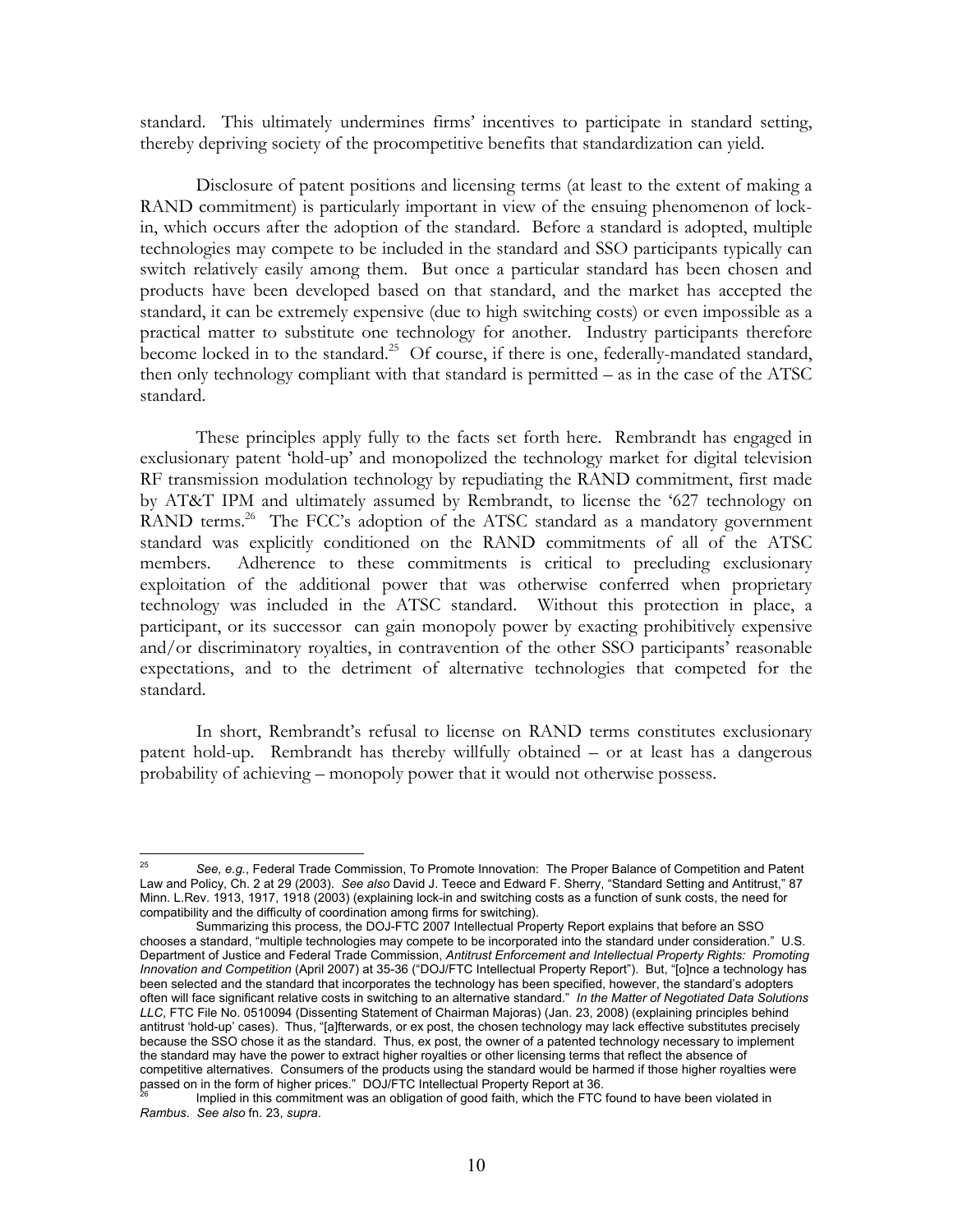standard. This ultimately undermines firms' incentives to participate in standard setting, thereby depriving society of the procompetitive benefits that standardization can yield.

Disclosure of patent positions and licensing terms (at least to the extent of making a RAND commitment) is particularly important in view of the ensuing phenomenon of lock-in, which occurs after the adoption of the standard. Before a standard is adopted, multiple technologies may compete to be included in the standard and SSO participants typically can switch relatively easily among them. But once a particular standard has been chosen and products have been developed based on that standard, and the market has accepted the standard, it can be extremely expensive (due to high switching costs) or even impossible as a practical matter to substitute one technology for another. Industry participants therefore become locked in to the standard.[25] Of course, if there is one, federally-mandated standard, then only technology compliant with that standard is permitted – as in the case of the ATSC standard.

These principles apply fully to the facts set forth here. Rembrandt has engaged in exclusionary patent 'hold-up' and monopolized the technology market for digital television RF transmission modulation technology by repudiating the RAND commitment, first made by AT&T IPM and ultimately assumed by Rembrandt, to license the '627 technology on RAND terms.[26] The FCC's adoption of the ATSC standard as a mandatory government standard was explicitly conditioned on the RAND commitments of all of the ATSC members. Adherence to these commitments is critical to precluding exclusionary exploitation of the additional power that was otherwise conferred when proprietary technology was included in the ATSC standard. Without this protection in place, a participant, or its successor can gain monopoly power by exacting prohibitively expensive and/or discriminatory royalties, in contravention of the other SSO participants' reasonable expectations, and to the detriment of alternative technologies that competed for the standard.

In short, Rembrandt's refusal to license on RAND terms constitutes exclusionary patent hold-up. Rembrandt has thereby willfully obtained – or at least has a dangerous probability of achieving – monopoly power that it would not otherwise possess.

---

[25] *See, e.g.*, Federal Trade Commission, To Promote Innovation: The Proper Balance of Competition and Patent Law and Policy, Ch. 2 at 29 (2003). *See also* David J. Teece and Edward F. Sherry, "Standard Setting and Antitrust," 87 Minn. L.Rev. 1913, 1917, 1918 (2003) (explaining lock-in and switching costs as a function of sunk costs, the need for compatibility and the difficulty of coordination among firms for switching).

Summarizing this process, the DOJ-FTC 2007 Intellectual Property Report explains that before an SSO chooses a standard, "multiple technologies may compete to be incorporated into the standard under consideration." U.S. Department of Justice and Federal Trade Commission, *Antitrust Enforcement and Intellectual Property Rights: Promoting Innovation and Competition* (April 2007) at 35-36 ("DOJ/FTC Intellectual Property Report"). But, "[o]nce a technology has been selected and the standard that incorporates the technology has been specified, however, the standard's adopters often will face significant relative costs in switching to an alternative standard." *In the Matter of Negotiated Data Solutions LLC*, FTC File No. 0510094 (Dissenting Statement of Chairman Majoras) (Jan. 23, 2008) (explaining principles behind antitrust 'hold-up' cases). Thus, "[a]fterwards, or ex post, the chosen technology may lack effective substitutes precisely because the SSO chose it as the standard. Thus, ex post, the owner of a patented technology necessary to implement the standard may have the power to extract higher royalties or other licensing terms that reflect the absence of competitive alternatives. Consumers of the products using the standard would be harmed if those higher royalties were passed on in the form of higher prices." DOJ/FTC Intellectual Property Report at 36.

[26] Implied in this commitment was an obligation of good faith, which the FTC found to have been violated in *Rambus*. *See also* fn. 23, *supra*.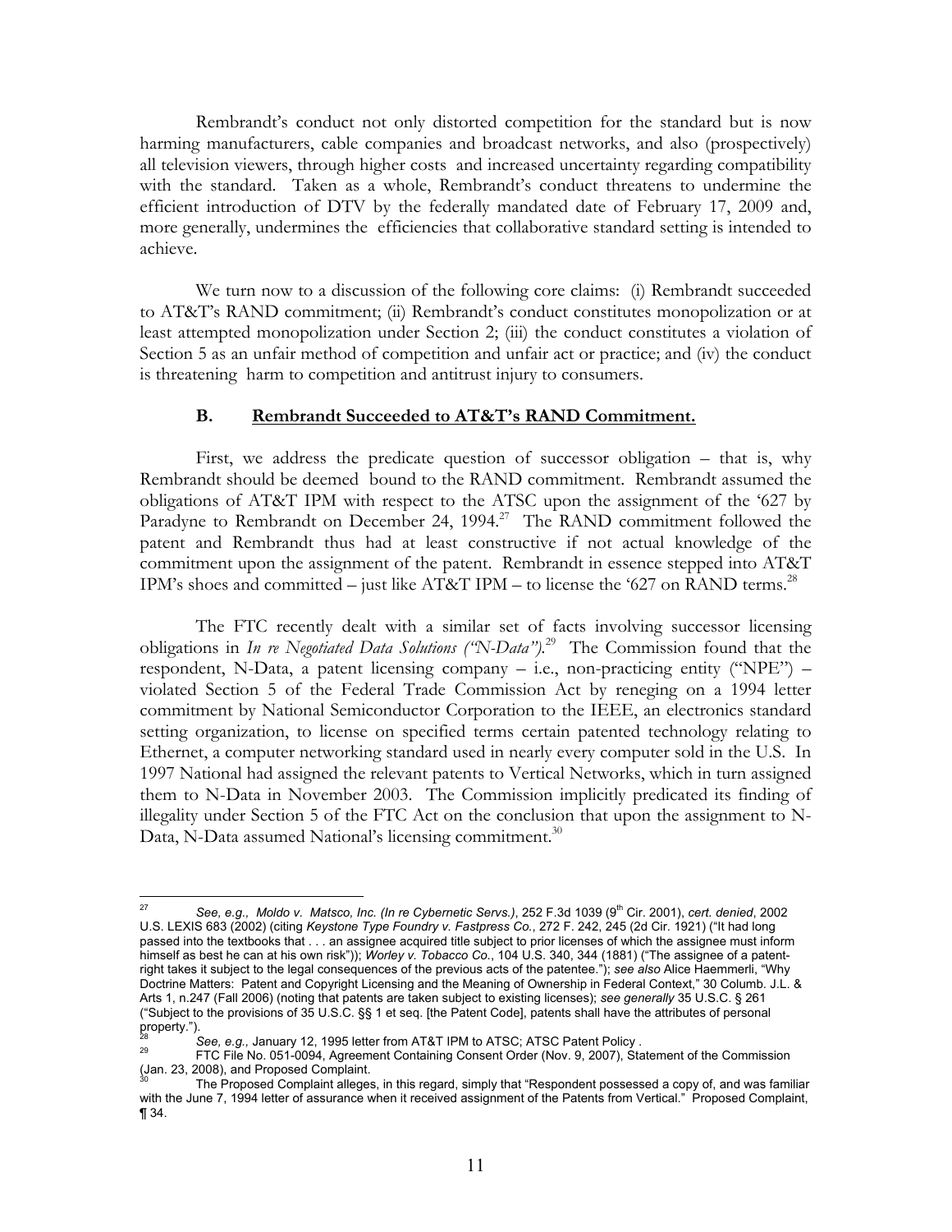Rembrandt's conduct not only distorted competition for the standard but is now harming manufacturers, cable companies and broadcast networks, and also (prospectively) all television viewers, through higher costs and increased uncertainty regarding compatibility with the standard. Taken as a whole, Rembrandt's conduct threatens to undermine the efficient introduction of DTV by the federally mandated date of February 17, 2009 and, more generally, undermines the efficiencies that collaborative standard setting is intended to achieve.

We turn now to a discussion of the following core claims: (i) Rembrandt succeeded to AT&T's RAND commitment; (ii) Rembrandt's conduct constitutes monopolization or at least attempted monopolization under Section 2; (iii) the conduct constitutes a violation of Section 5 as an unfair method of competition and unfair act or practice; and (iv) the conduct is threatening harm to competition and antitrust injury to consumers.

### B. Rembrandt Succeeded to AT&T's RAND Commitment.

First, we address the predicate question of successor obligation – that is, why Rembrandt should be deemed bound to the RAND commitment. Rembrandt assumed the obligations of AT&T IPM with respect to the ATSC upon the assignment of the '627 by Paradyne to Rembrandt on December 24, 1994.[27] The RAND commitment followed the patent and Rembrandt thus had at least constructive if not actual knowledge of the commitment upon the assignment of the patent. Rembrandt in essence stepped into AT&T IPM's shoes and committed – just like AT&T IPM – to license the '627 on RAND terms.[28]

The FTC recently dealt with a similar set of facts involving successor licensing obligations in *In re Negotiated Data Solutions ("N-Data").*[29] The Commission found that the respondent, N-Data, a patent licensing company – i.e., non-practicing entity ("NPE") – violated Section 5 of the Federal Trade Commission Act by reneging on a 1994 letter commitment by National Semiconductor Corporation to the IEEE, an electronics standard setting organization, to license on specified terms certain patented technology relating to Ethernet, a computer networking standard used in nearly every computer sold in the U.S. In 1997 National had assigned the relevant patents to Vertical Networks, which in turn assigned them to N-Data in November 2003. The Commission implicitly predicated its finding of illegality under Section 5 of the FTC Act on the conclusion that upon the assignment to N-Data, N-Data assumed National's licensing commitment.[30]

---

[27] *See, e.g., Moldo v. Matsco, Inc. (In re Cybernetic Servs.)*, 252 F.3d 1039 (9th Cir. 2001), *cert. denied*, 2002 U.S. LEXIS 683 (2002) (citing *Keystone Type Foundry v. Fastpress Co.*, 272 F. 242, 245 (2d Cir. 1921) ("It had long passed into the textbooks that . . . an assignee acquired title subject to prior licenses of which the assignee must inform himself as best he can at his own risk")); *Worley v. Tobacco Co.*, 104 U.S. 340, 344 (1881) ("The assignee of a patent-right takes it subject to the legal consequences of the previous acts of the patentee."); *see also* Alice Haemmerli, "Why Doctrine Matters: Patent and Copyright Licensing and the Meaning of Ownership in Federal Context," 30 Columb. J.L. & Arts 1, n.247 (Fall 2006) (noting that patents are taken subject to existing licenses); *see generally* 35 U.S.C. § 261 ("Subject to the provisions of 35 U.S.C. §§ 1 et seq. [the Patent Code], patents shall have the attributes of personal property.").

[28] *See, e.g.,* January 12, 1995 letter from AT&T IPM to ATSC; ATSC Patent Policy .

[29] FTC File No. 051-0094, Agreement Containing Consent Order (Nov. 9, 2007), Statement of the Commission (Jan. 23, 2008), and Proposed Complaint.

[30] The Proposed Complaint alleges, in this regard, simply that "Respondent possessed a copy of, and was familiar with the June 7, 1994 letter of assurance when it received assignment of the Patents from Vertical." Proposed Complaint, ¶ 34.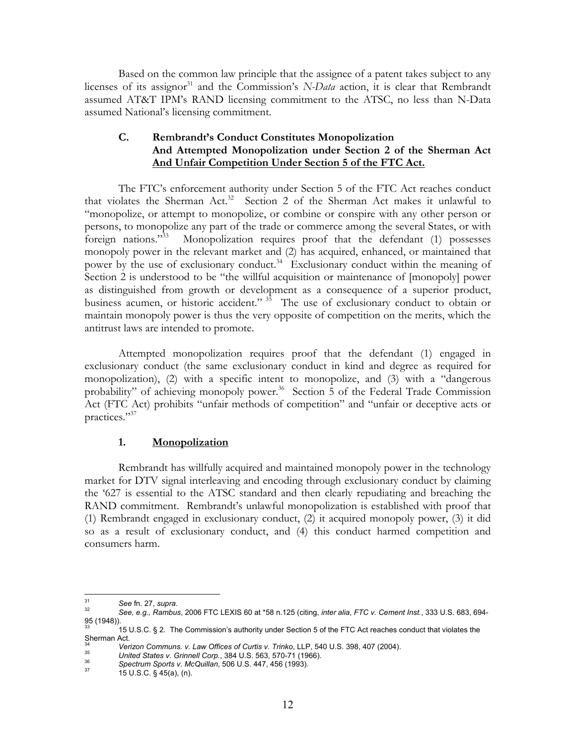Based on the common law principle that the assignee of a patent takes subject to any licenses of its assignor[31] and the Commission's *N-Data* action, it is clear that Rembrandt assumed AT&T IPM's RAND licensing commitment to the ATSC, no less than N-Data assumed National's licensing commitment.

### C. Rembrandt's Conduct Constitutes Monopolization And Attempted Monopolization under Section 2 of the Sherman Act And Unfair Competition Under Section 5 of the FTC Act.

The FTC's enforcement authority under Section 5 of the FTC Act reaches conduct that violates the Sherman Act.[32] Section 2 of the Sherman Act makes it unlawful to "monopolize, or attempt to monopolize, or combine or conspire with any other person or persons, to monopolize any part of the trade or commerce among the several States, or with foreign nations."[33] Monopolization requires proof that the defendant (1) possesses monopoly power in the relevant market and (2) has acquired, enhanced, or maintained that power by the use of exclusionary conduct.[34] Exclusionary conduct within the meaning of Section 2 is understood to be "the willful acquisition or maintenance of [monopoly] power as distinguished from growth or development as a consequence of a superior product, business acumen, or historic accident."[35] The use of exclusionary conduct to obtain or maintain monopoly power is thus the very opposite of competition on the merits, which the antitrust laws are intended to promote.

Attempted monopolization requires proof that the defendant (1) engaged in exclusionary conduct (the same exclusionary conduct in kind and degree as required for monopolization), (2) with a specific intent to monopolize, and (3) with a "dangerous probability" of achieving monopoly power.[36] Section 5 of the Federal Trade Commission Act (FTC Act) prohibits "unfair methods of competition" and "unfair or deceptive acts or practices."[37]

#### 1. Monopolization

Rembrandt has willfully acquired and maintained monopoly power in the technology market for DTV signal interleaving and encoding through exclusionary conduct by claiming the '627 is essential to the ATSC standard and then clearly repudiating and breaching the RAND commitment. Rembrandt's unlawful monopolization is established with proof that (1) Rembrandt engaged in exclusionary conduct, (2) it acquired monopoly power, (3) it did so as a result of exclusionary conduct, and (4) this conduct harmed competition and consumers harm.

---

[31] *See* fn. 27, *supra*.

[32] *See, e.g., Rambus*, 2006 FTC LEXIS 60 at *58 n.125 (citing, *inter alia*, *FTC v. Cement Inst.*, 333 U.S. 683, 694-95 (1948)).

[33] 15 U.S.C. § 2. The Commission's authority under Section 5 of the FTC Act reaches conduct that violates the Sherman Act.

[34] *Verizon Communs. v. Law Offices of Curtis v. Trinko*, LLP, 540 U.S. 398, 407 (2004).

[35] *United States v. Grinnell Corp.*, 384 U.S. 563, 570-71 (1966).

[36] *Spectrum Sports v. McQuillan*, 506 U.S. 447, 456 (1993).

[37] 15 U.S.C. § 45(a), (n).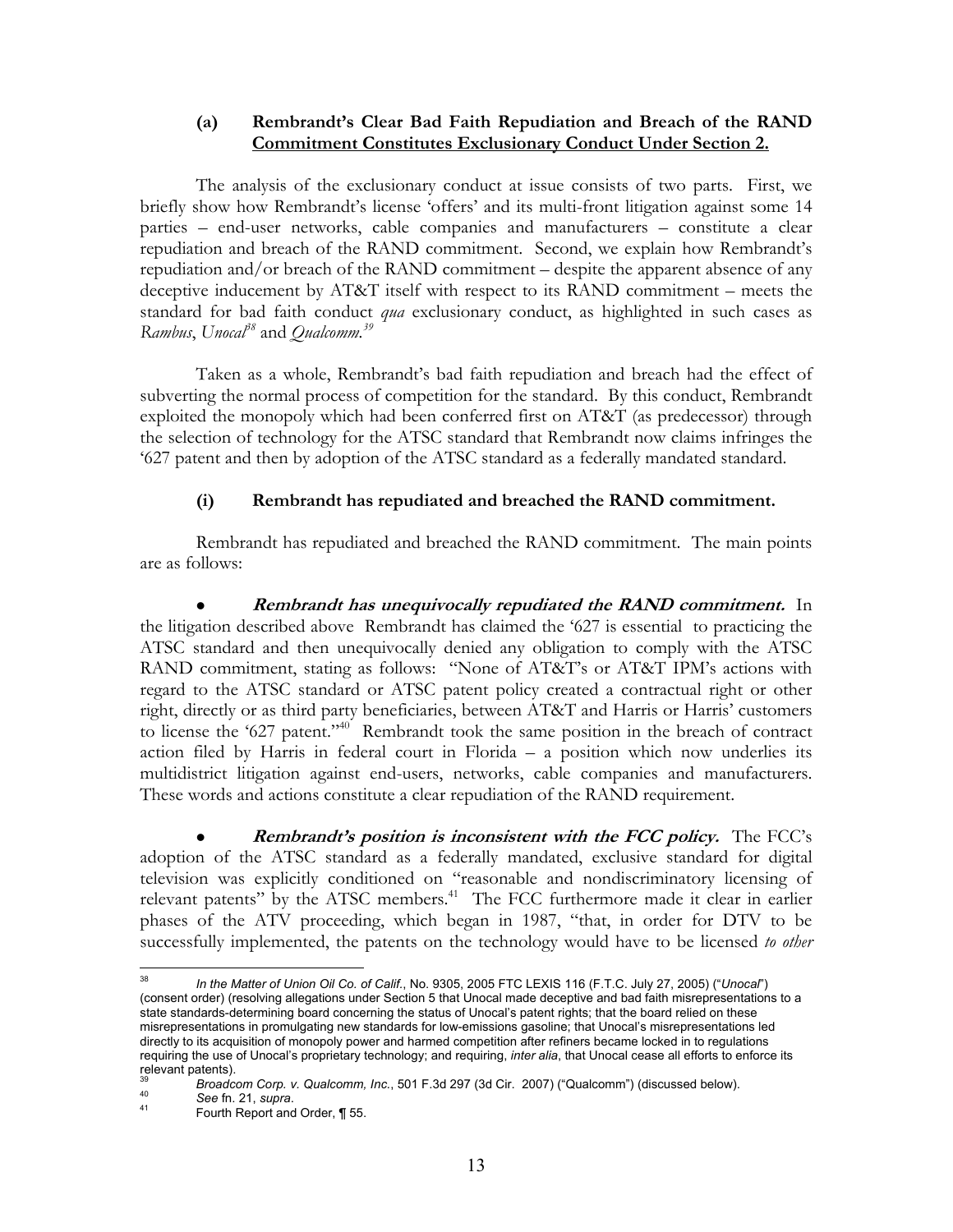### (a) Rembrandt's Clear Bad Faith Repudiation and Breach of the RAND Commitment Constitutes Exclusionary Conduct Under Section 2.

The analysis of the exclusionary conduct at issue consists of two parts. First, we briefly show how Rembrandt's license 'offers' and its multi-front litigation against some 14 parties – end-user networks, cable companies and manufacturers – constitute a clear repudiation and breach of the RAND commitment. Second, we explain how Rembrandt's repudiation and/or breach of the RAND commitment – despite the apparent absence of any deceptive inducement by AT&T itself with respect to its RAND commitment – meets the standard for bad faith conduct *qua* exclusionary conduct, as highlighted in such cases as *Rambus*, *Unocal*[38] and *Qualcomm.*[39]

Taken as a whole, Rembrandt's bad faith repudiation and breach had the effect of subverting the normal process of competition for the standard. By this conduct, Rembrandt exploited the monopoly which had been conferred first on AT&T (as predecessor) through the selection of technology for the ATSC standard that Rembrandt now claims infringes the '627 patent and then by adoption of the ATSC standard as a federally mandated standard.

#### (i) Rembrandt has repudiated and breached the RAND commitment.

Rembrandt has repudiated and breached the RAND commitment. The main points are as follows:

- ***Rembrandt has unequivocally repudiated the RAND commitment.*** In the litigation described above Rembrandt has claimed the '627 is essential to practicing the ATSC standard and then unequivocally denied any obligation to comply with the ATSC RAND commitment, stating as follows: "None of AT&T's or AT&T IPM's actions with regard to the ATSC standard or ATSC patent policy created a contractual right or other right, directly or as third party beneficiaries, between AT&T and Harris or Harris' customers to license the '627 patent."[40] Rembrandt took the same position in the breach of contract action filed by Harris in federal court in Florida – a position which now underlies its multidistrict litigation against end-users, networks, cable companies and manufacturers. These words and actions constitute a clear repudiation of the RAND requirement.

- ***Rembrandt's position is inconsistent with the FCC policy.*** The FCC's adoption of the ATSC standard as a federally mandated, exclusive standard for digital television was explicitly conditioned on "reasonable and nondiscriminatory licensing of relevant patents" by the ATSC members.[41] The FCC furthermore made it clear in earlier phases of the ATV proceeding, which began in 1987, "that, in order for DTV to be successfully implemented, the patents on the technology would have to be licensed *to other*

---

[38] *In the Matter of Union Oil Co. of Calif.*, No. 9305, 2005 FTC LEXIS 116 (F.T.C. July 27, 2005) ("*Unocal*") (consent order) (resolving allegations under Section 5 that Unocal made deceptive and bad faith misrepresentations to a state standards-determining board concerning the status of Unocal's patent rights; that the board relied on these misrepresentations in promulgating new standards for low-emissions gasoline; that Unocal's misrepresentations led directly to its acquisition of monopoly power and harmed competition after refiners became locked in to regulations requiring the use of Unocal's proprietary technology; and requiring, *inter alia*, that Unocal cease all efforts to enforce its relevant patents).

[39] *Broadcom Corp. v. Qualcomm, Inc.*, 501 F.3d 297 (3d Cir. 2007) ("Qualcomm") (discussed below).

[40] *See* fn. 21, *supra*.

[41] Fourth Report and Order, ¶ 55.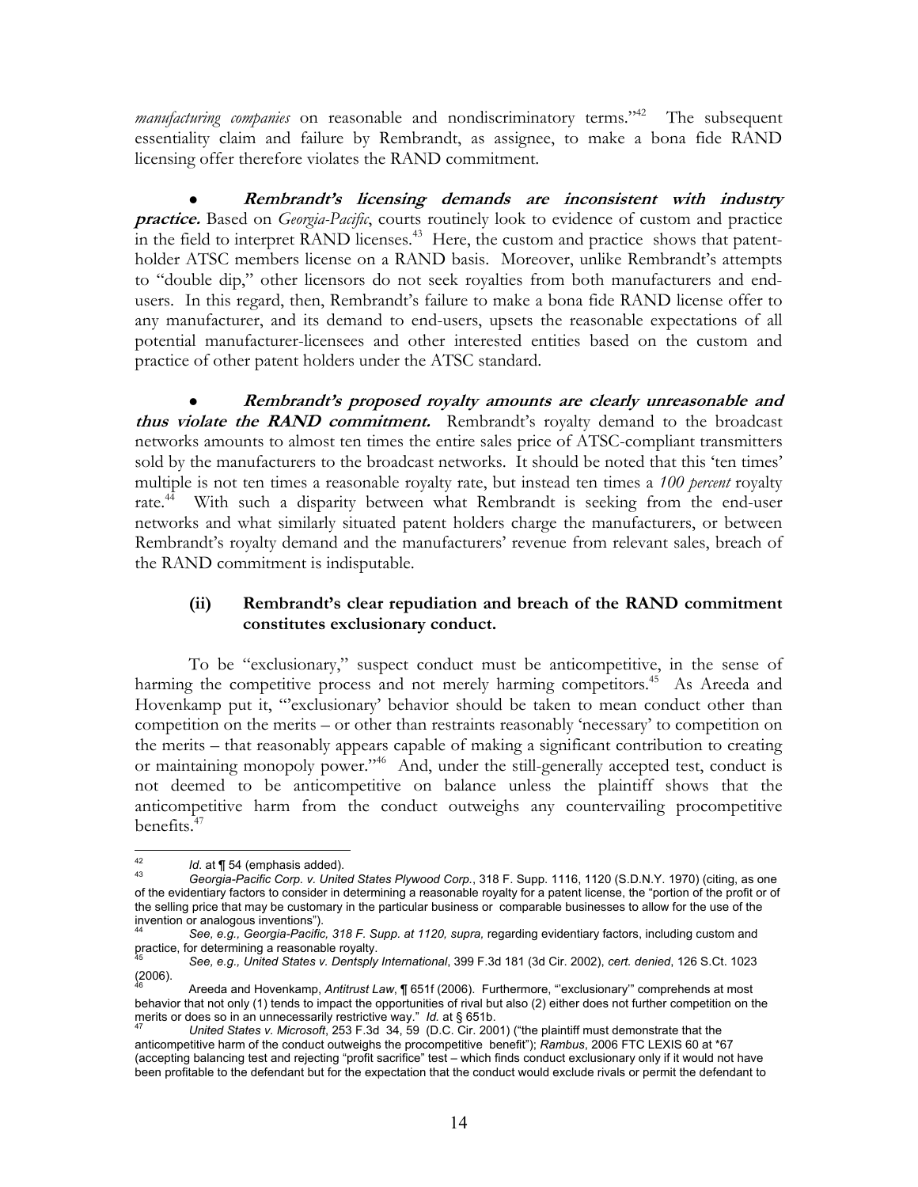*manufacturing companies* on reasonable and nondiscriminatory terms."[42] The subsequent essentiality claim and failure by Rembrandt, as assignee, to make a bona fide RAND licensing offer therefore violates the RAND commitment.

- ***Rembrandt's licensing demands are inconsistent with industry practice.*** Based on *Georgia-Pacific*, courts routinely look to evidence of custom and practice in the field to interpret RAND licenses.[43] Here, the custom and practice shows that patent-holder ATSC members license on a RAND basis. Moreover, unlike Rembrandt's attempts to "double dip," other licensors do not seek royalties from both manufacturers and end-users. In this regard, then, Rembrandt's failure to make a bona fide RAND license offer to any manufacturer, and its demand to end-users, upsets the reasonable expectations of all potential manufacturer-licensees and other interested entities based on the custom and practice of other patent holders under the ATSC standard.

- ***Rembrandt's proposed royalty amounts are clearly unreasonable and thus violate the RAND commitment.*** Rembrandt's royalty demand to the broadcast networks amounts to almost ten times the entire sales price of ATSC-compliant transmitters sold by the manufacturers to the broadcast networks. It should be noted that this 'ten times' multiple is not ten times a reasonable royalty rate, but instead ten times a *100 percent* royalty rate.[44] With such a disparity between what Rembrandt is seeking from the end-user networks and what similarly situated patent holders charge the manufacturers, or between Rembrandt's royalty demand and the manufacturers' revenue from relevant sales, breach of the RAND commitment is indisputable.

### (ii) Rembrandt's clear repudiation and breach of the RAND commitment constitutes exclusionary conduct.

To be "exclusionary," suspect conduct must be anticompetitive, in the sense of harming the competitive process and not merely harming competitors.[45] As Areeda and Hovenkamp put it, "'exclusionary' behavior should be taken to mean conduct other than competition on the merits – or other than restraints reasonably 'necessary' to competition on the merits – that reasonably appears capable of making a significant contribution to creating or maintaining monopoly power."[46] And, under the still-generally accepted test, conduct is not deemed to be anticompetitive on balance unless the plaintiff shows that the anticompetitive harm from the conduct outweighs any countervailing procompetitive benefits.[47]

---

[42] *Id.* at ¶ 54 (emphasis added).

[43] *Georgia-Pacific Corp. v. United States Plywood Corp.*, 318 F. Supp. 1116, 1120 (S.D.N.Y. 1970) (citing, as one of the evidentiary factors to consider in determining a reasonable royalty for a patent license, the "portion of the profit or of the selling price that may be customary in the particular business or comparable businesses to allow for the use of the invention or analogous inventions").

[44] *See, e.g., Georgia-Pacific, 318 F. Supp. at 1120, supra,* regarding evidentiary factors, including custom and practice, for determining a reasonable royalty.

[45] *See, e.g., United States v. Dentsply International*, 399 F.3d 181 (3d Cir. 2002), *cert. denied*, 126 S.Ct. 1023 (2006).

[46] Areeda and Hovenkamp, *Antitrust Law*, ¶ 651f (2006). Furthermore, "'exclusionary'" comprehends at most behavior that not only (1) tends to impact the opportunities of rival but also (2) either does not further competition on the merits or does so in an unnecessarily restrictive way." *Id.* at § 651b.

[47] *United States v. Microsoft*, 253 F.3d 34, 59 (D.C. Cir. 2001) ("the plaintiff must demonstrate that the anticompetitive harm of the conduct outweighs the procompetitive benefit"); *Rambus*, 2006 FTC LEXIS 60 at *67 (accepting balancing test and rejecting "profit sacrifice" test – which finds conduct exclusionary only if it would not have been profitable to the defendant but for the expectation that the conduct would exclude rivals or permit the defendant to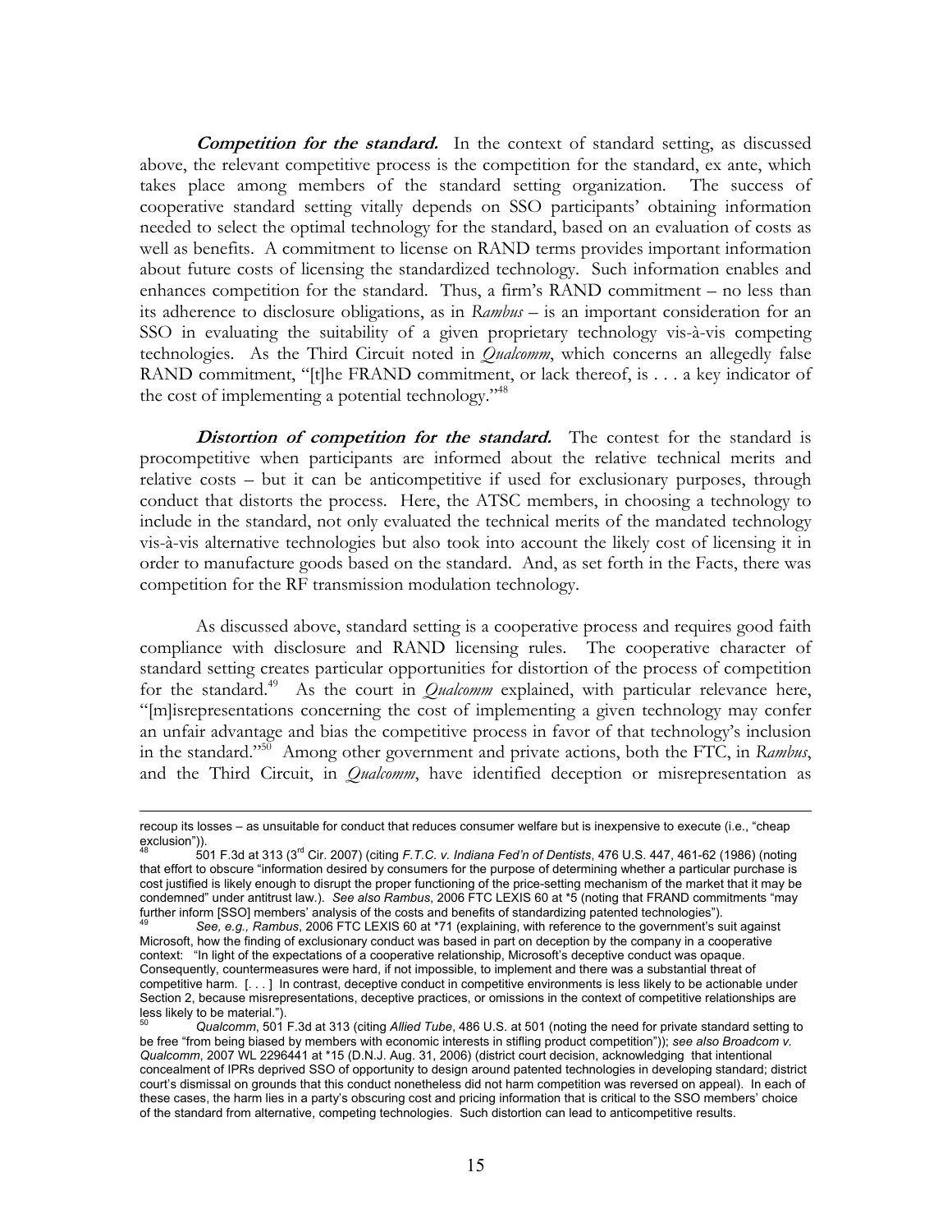***Competition for the standard.*** In the context of standard setting, as discussed above, the relevant competitive process is the competition for the standard, ex ante, which takes place among members of the standard setting organization. The success of cooperative standard setting vitally depends on SSO participants' obtaining information needed to select the optimal technology for the standard, based on an evaluation of costs as well as benefits. A commitment to license on RAND terms provides important information about future costs of licensing the standardized technology. Such information enables and enhances competition for the standard. Thus, a firm's RAND commitment – no less than its adherence to disclosure obligations, as in *Rambus* – is an important consideration for an SSO in evaluating the suitability of a given proprietary technology vis-à-vis competing technologies. As the Third Circuit noted in *Qualcomm*, which concerns an allegedly false RAND commitment, "[t]he FRAND commitment, or lack thereof, is . . . a key indicator of the cost of implementing a potential technology."[48]

***Distortion of competition for the standard.*** The contest for the standard is procompetitive when participants are informed about the relative technical merits and relative costs – but it can be anticompetitive if used for exclusionary purposes, through conduct that distorts the process. Here, the ATSC members, in choosing a technology to include in the standard, not only evaluated the technical merits of the mandated technology vis-à-vis alternative technologies but also took into account the likely cost of licensing it in order to manufacture goods based on the standard. And, as set forth in the Facts, there was competition for the RF transmission modulation technology.

As discussed above, standard setting is a cooperative process and requires good faith compliance with disclosure and RAND licensing rules. The cooperative character of standard setting creates particular opportunities for distortion of the process of competition for the standard.[49] As the court in *Qualcomm* explained, with particular relevance here, "[m]isrepresentations concerning the cost of implementing a given technology may confer an unfair advantage and bias the competitive process in favor of that technology's inclusion in the standard."[50] Among other government and private actions, both the FTC, in *Rambus*, and the Third Circuit, in *Qualcomm*, have identified deception or misrepresentation as

---

recoup its losses – as unsuitable for conduct that reduces consumer welfare but is inexpensive to execute (i.e., "cheap exclusion")).

[48] 501 F.3d at 313 (3rd Cir. 2007) (citing *F.T.C. v. Indiana Fed'n of Dentists*, 476 U.S. 447, 461-62 (1986) (noting that effort to obscure "information desired by consumers for the purpose of determining whether a particular purchase is cost justified is likely enough to disrupt the proper functioning of the price-setting mechanism of the market that it may be condemned" under antitrust law.). *See also Rambus*, 2006 FTC LEXIS 60 at *5 (noting that FRAND commitments "may further inform [SSO] members' analysis of the costs and benefits of standardizing patented technologies").

[49] *See, e.g., Rambus*, 2006 FTC LEXIS 60 at *71 (explaining, with reference to the government's suit against Microsoft, how the finding of exclusionary conduct was based in part on deception by the company in a cooperative context: "In light of the expectations of a cooperative relationship, Microsoft's deceptive conduct was opaque. Consequently, countermeasures were hard, if not impossible, to implement and there was a substantial threat of competitive harm. [. . . ] In contrast, deceptive conduct in competitive environments is less likely to be actionable under Section 2, because misrepresentations, deceptive practices, or omissions in the context of competitive relationships are less likely to be material.").

[50] *Qualcomm*, 501 F.3d at 313 (citing *Allied Tube*, 486 U.S. at 501 (noting the need for private standard setting to be free "from being biased by members with economic interests in stifling product competition")); *see also Broadcom v. Qualcomm*, 2007 WL 2296441 at *15 (D.N.J. Aug. 31, 2006) (district court decision, acknowledging that intentional concealment of IPRs deprived SSO of opportunity to design around patented technologies in developing standard; district court's dismissal on grounds that this conduct nonetheless did not harm competition was reversed on appeal). In each of these cases, the harm lies in a party's obscuring cost and pricing information that is critical to the SSO members' choice of the standard from alternative, competing technologies. Such distortion can lead to anticompetitive results.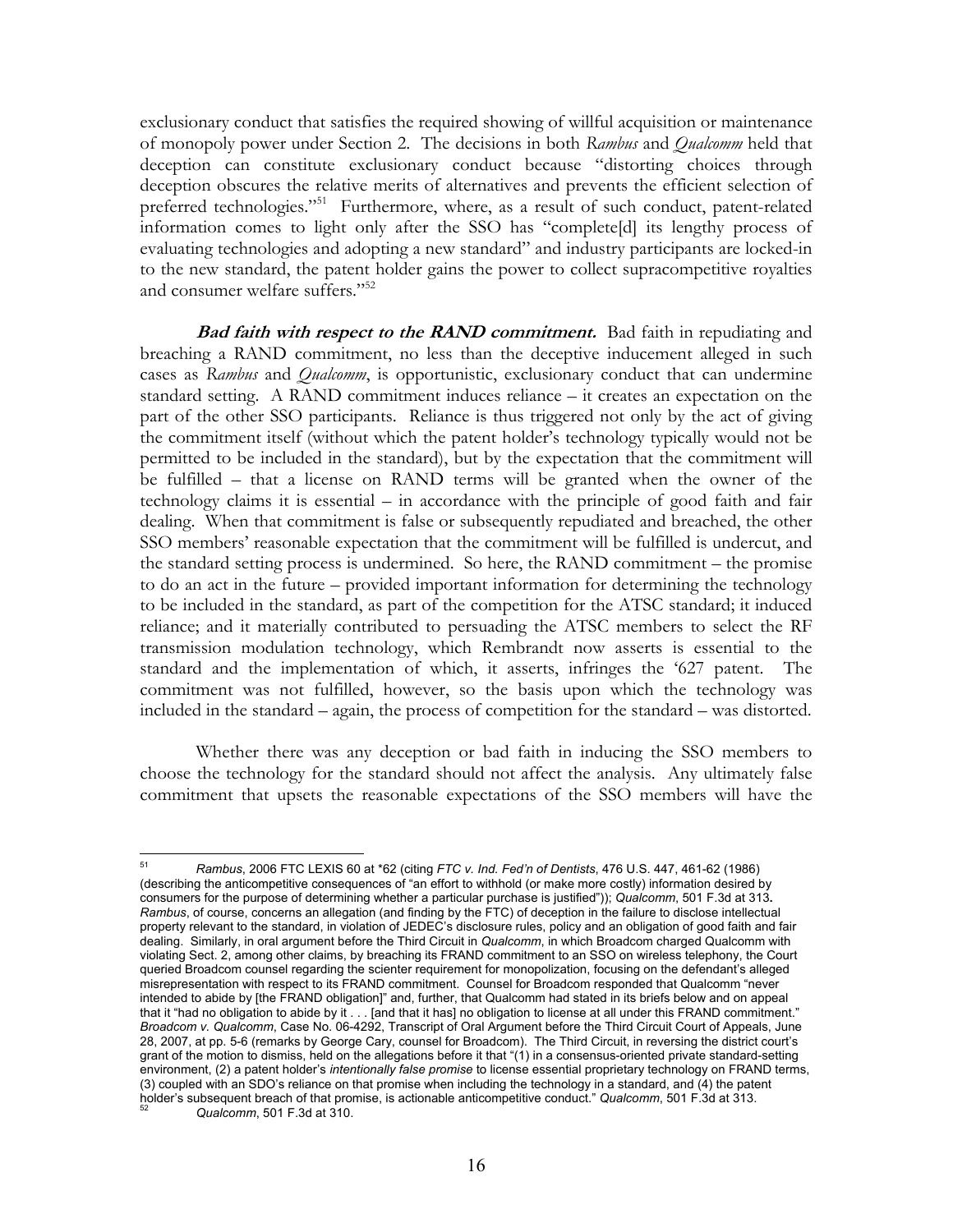exclusionary conduct that satisfies the required showing of willful acquisition or maintenance of monopoly power under Section 2. The decisions in both *Rambus* and *Qualcomm* held that deception can constitute exclusionary conduct because "distorting choices through deception obscures the relative merits of alternatives and prevents the efficient selection of preferred technologies."[51] Furthermore, where, as a result of such conduct, patent-related information comes to light only after the SSO has "complete[d] its lengthy process of evaluating technologies and adopting a new standard" and industry participants are locked-in to the new standard, the patent holder gains the power to collect supracompetitive royalties and consumer welfare suffers."[52]

***Bad faith with respect to the RAND commitment.*** Bad faith in repudiating and breaching a RAND commitment, no less than the deceptive inducement alleged in such cases as *Rambus* and *Qualcomm*, is opportunistic, exclusionary conduct that can undermine standard setting. A RAND commitment induces reliance – it creates an expectation on the part of the other SSO participants. Reliance is thus triggered not only by the act of giving the commitment itself (without which the patent holder's technology typically would not be permitted to be included in the standard), but by the expectation that the commitment will be fulfilled – that a license on RAND terms will be granted when the owner of the technology claims it is essential – in accordance with the principle of good faith and fair dealing. When that commitment is false or subsequently repudiated and breached, the other SSO members' reasonable expectation that the commitment will be fulfilled is undercut, and the standard setting process is undermined. So here, the RAND commitment – the promise to do an act in the future – provided important information for determining the technology to be included in the standard, as part of the competition for the ATSC standard; it induced reliance; and it materially contributed to persuading the ATSC members to select the RF transmission modulation technology, which Rembrandt now asserts is essential to the standard and the implementation of which, it asserts, infringes the '627 patent. The commitment was not fulfilled, however, so the basis upon which the technology was included in the standard – again, the process of competition for the standard – was distorted.

Whether there was any deception or bad faith in inducing the SSO members to choose the technology for the standard should not affect the analysis. Any ultimately false commitment that upsets the reasonable expectations of the SSO members will have the

---

[51] *Rambus*, 2006 FTC LEXIS 60 at *62 (citing *FTC v. Ind. Fed'n of Dentists*, 476 U.S. 447, 461-62 (1986) (describing the anticompetitive consequences of "an effort to withhold (or make more costly) information desired by consumers for the purpose of determining whether a particular purchase is justified")); *Qualcomm*, 501 F.3d at 313. *Rambus*, of course, concerns an allegation (and finding by the FTC) of deception in the failure to disclose intellectual property relevant to the standard, in violation of JEDEC's disclosure rules, policy and an obligation of good faith and fair dealing. Similarly, in oral argument before the Third Circuit in *Qualcomm*, in which Broadcom charged Qualcomm with violating Sect. 2, among other claims, by breaching its FRAND commitment to an SSO on wireless telephony, the Court queried Broadcom counsel regarding the scienter requirement for monopolization, focusing on the defendant's alleged misrepresentation with respect to its FRAND commitment. Counsel for Broadcom responded that Qualcomm "never intended to abide by [the FRAND obligation]" and, further, that Qualcomm had stated in its briefs below and on appeal that it "had no obligation to abide by it . . . [and that it has] no obligation to license at all under this FRAND commitment." *Broadcom v. Qualcomm*, Case No. 06-4292, Transcript of Oral Argument before the Third Circuit Court of Appeals, June 28, 2007, at pp. 5-6 (remarks by George Cary, counsel for Broadcom). The Third Circuit, in reversing the district court's grant of the motion to dismiss, held on the allegations before it that "(1) in a consensus-oriented private standard-setting environment, (2) a patent holder's *intentionally false promise* to license essential proprietary technology on FRAND terms, (3) coupled with an SDO's reliance on that promise when including the technology in a standard, and (4) the patent holder's subsequent breach of that promise, is actionable anticompetitive conduct." *Qualcomm*, 501 F.3d at 313.

[52] *Qualcomm*, 501 F.3d at 310.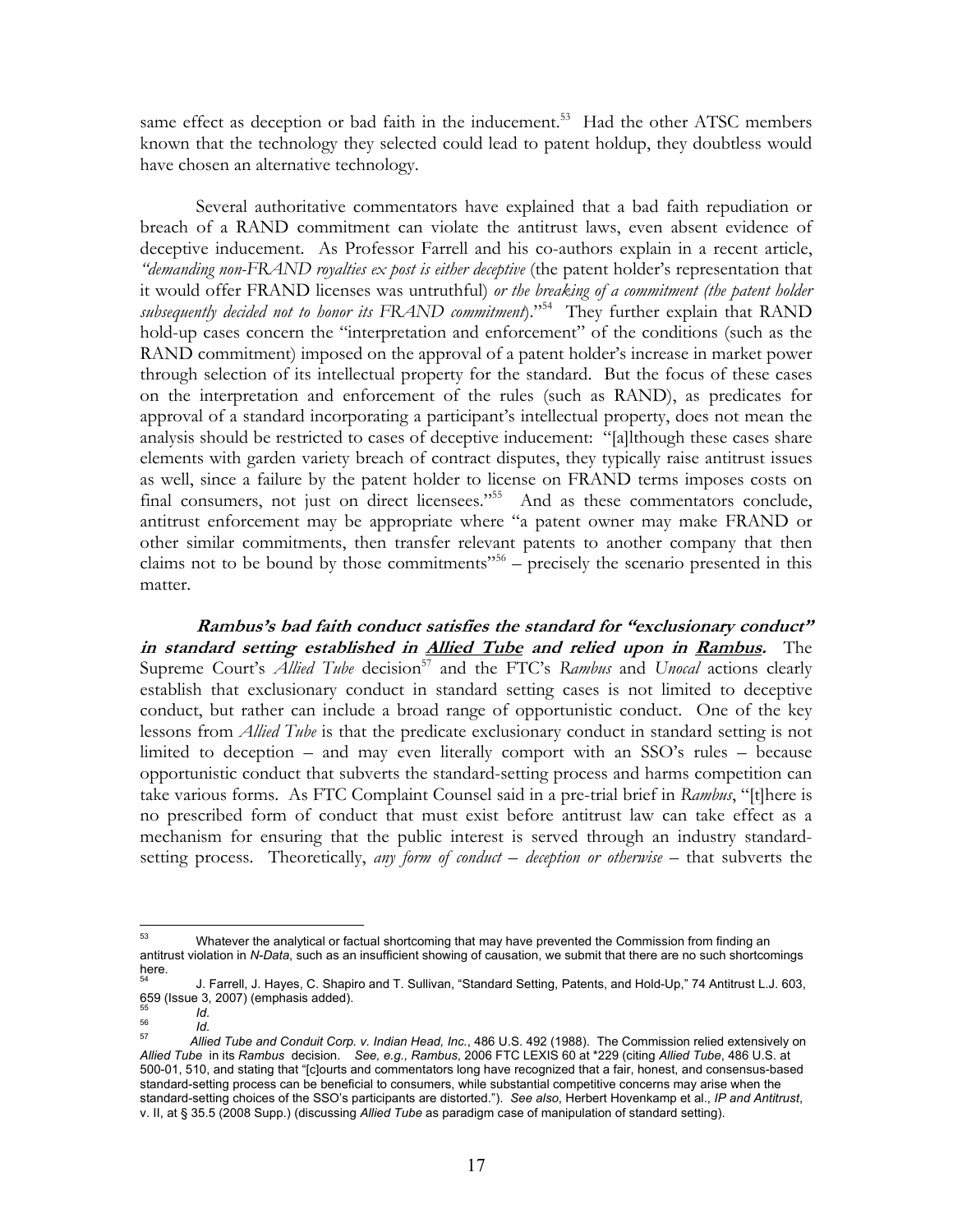same effect as deception or bad faith in the inducement.[53] Had the other ATSC members known that the technology they selected could lead to patent holdup, they doubtless would have chosen an alternative technology.

Several authoritative commentators have explained that a bad faith repudiation or breach of a RAND commitment can violate the antitrust laws, even absent evidence of deceptive inducement. As Professor Farrell and his co-authors explain in a recent article, *"demanding non-FRAND royalties ex post is either deceptive* (the patent holder's representation that it would offer FRAND licenses was untruthful) *or the breaking of a commitment (the patent holder subsequently decided not to honor its FRAND commitment*)."[54] They further explain that RAND hold-up cases concern the "interpretation and enforcement" of the conditions (such as the RAND commitment) imposed on the approval of a patent holder's increase in market power through selection of its intellectual property for the standard. But the focus of these cases on the interpretation and enforcement of the rules (such as RAND), as predicates for approval of a standard incorporating a participant's intellectual property, does not mean the analysis should be restricted to cases of deceptive inducement: "[a]lthough these cases share elements with garden variety breach of contract disputes, they typically raise antitrust issues as well, since a failure by the patent holder to license on FRAND terms imposes costs on final consumers, not just on direct licensees."[55] And as these commentators conclude, antitrust enforcement may be appropriate where "a patent owner may make FRAND or other similar commitments, then transfer relevant patents to another company that then claims not to be bound by those commitments"[56] – precisely the scenario presented in this matter.

***Rambus's bad faith conduct satisfies the standard for "exclusionary conduct" in standard setting established in <u>Allied Tube</u> and relied upon in <u>Rambus</u>.*** The Supreme Court's *Allied Tube* decision[57] and the FTC's *Rambus* and *Unocal* actions clearly establish that exclusionary conduct in standard setting cases is not limited to deceptive conduct, but rather can include a broad range of opportunistic conduct. One of the key lessons from *Allied Tube* is that the predicate exclusionary conduct in standard setting is not limited to deception – and may even literally comport with an SSO's rules – because opportunistic conduct that subverts the standard-setting process and harms competition can take various forms. As FTC Complaint Counsel said in a pre-trial brief in *Rambus*, "[t]here is no prescribed form of conduct that must exist before antitrust law can take effect as a mechanism for ensuring that the public interest is served through an industry standard-setting process. Theoretically, *any form of conduct – deception or otherwise* – that subverts the

---

[53] Whatever the analytical or factual shortcoming that may have prevented the Commission from finding an antitrust violation in *N-Data*, such as an insufficient showing of causation, we submit that there are no such shortcomings here.

[54] J. Farrell, J. Hayes, C. Shapiro and T. Sullivan, "Standard Setting, Patents, and Hold-Up," 74 Antitrust L.J. 603, 659 (Issue 3, 2007) (emphasis added).

[55] *Id.*

[56] *Id.*

[57] *Allied Tube and Conduit Corp. v. Indian Head, Inc.*, 486 U.S. 492 (1988). The Commission relied extensively on *Allied Tube* in its *Rambus* decision. *See, e.g., Rambus*, 2006 FTC LEXIS 60 at *229 (citing *Allied Tube*, 486 U.S. at 500-01, 510, and stating that "[c]ourts and commentators long have recognized that a fair, honest, and consensus-based standard-setting process can be beneficial to consumers, while substantial competitive concerns may arise when the standard-setting choices of the SSO's participants are distorted."). *See also*, Herbert Hovenkamp et al., *IP and Antitrust*, v. II, at § 35.5 (2008 Supp.) (discussing *Allied Tube* as paradigm case of manipulation of standard setting).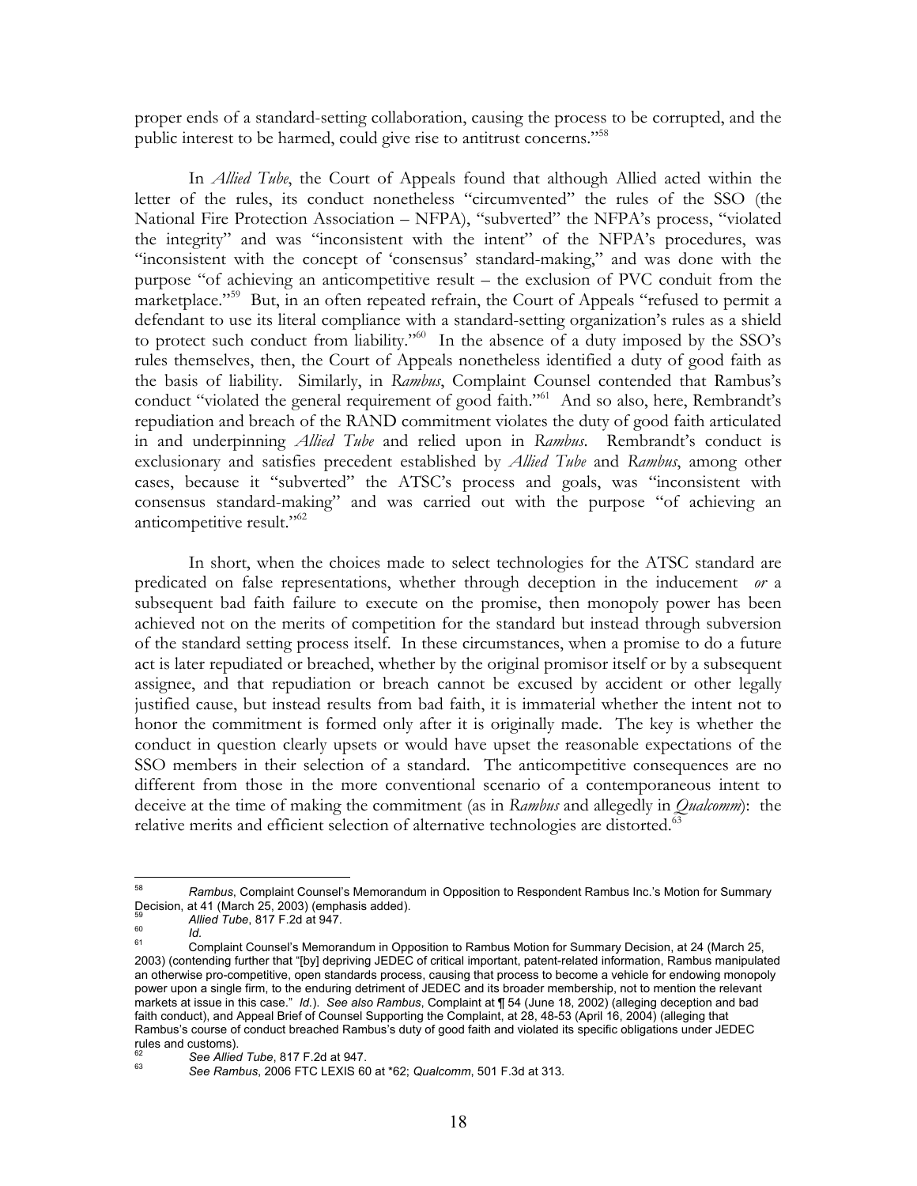proper ends of a standard-setting collaboration, causing the process to be corrupted, and the public interest to be harmed, could give rise to antitrust concerns."[58]

In *Allied Tube*, the Court of Appeals found that although Allied acted within the letter of the rules, its conduct nonetheless "circumvented" the rules of the SSO (the National Fire Protection Association – NFPA), "subverted" the NFPA's process, "violated the integrity" and was "inconsistent with the intent" of the NFPA's procedures, was "inconsistent with the concept of 'consensus' standard-making," and was done with the purpose "of achieving an anticompetitive result – the exclusion of PVC conduit from the marketplace."[59] But, in an often repeated refrain, the Court of Appeals "refused to permit a defendant to use its literal compliance with a standard-setting organization's rules as a shield to protect such conduct from liability."[60] In the absence of a duty imposed by the SSO's rules themselves, then, the Court of Appeals nonetheless identified a duty of good faith as the basis of liability. Similarly, in *Rambus*, Complaint Counsel contended that Rambus's conduct "violated the general requirement of good faith."[61] And so also, here, Rembrandt's repudiation and breach of the RAND commitment violates the duty of good faith articulated in and underpinning *Allied Tube* and relied upon in *Rambus*. Rembrandt's conduct is exclusionary and satisfies precedent established by *Allied Tube* and *Rambus*, among other cases, because it "subverted" the ATSC's process and goals, was "inconsistent with consensus standard-making" and was carried out with the purpose "of achieving an anticompetitive result."[62]

In short, when the choices made to select technologies for the ATSC standard are predicated on false representations, whether through deception in the inducement *or* a subsequent bad faith failure to execute on the promise, then monopoly power has been achieved not on the merits of competition for the standard but instead through subversion of the standard setting process itself. In these circumstances, when a promise to do a future act is later repudiated or breached, whether by the original promisor itself or by a subsequent assignee, and that repudiation or breach cannot be excused by accident or other legally justified cause, but instead results from bad faith, it is immaterial whether the intent not to honor the commitment is formed only after it is originally made. The key is whether the conduct in question clearly upsets or would have upset the reasonable expectations of the SSO members in their selection of a standard. The anticompetitive consequences are no different from those in the more conventional scenario of a contemporaneous intent to deceive at the time of making the commitment (as in *Rambus* and allegedly in *Qualcomm*): the relative merits and efficient selection of alternative technologies are distorted.[63]

---

[58] *Rambus*, Complaint Counsel's Memorandum in Opposition to Respondent Rambus Inc.'s Motion for Summary Decision, at 41 (March 25, 2003) (emphasis added).

[59] *Allied Tube*, 817 F.2d at 947.

[60] *Id.*

[61] Complaint Counsel's Memorandum in Opposition to Rambus Motion for Summary Decision, at 24 (March 25, 2003) (contending further that "[by] depriving JEDEC of critical important, patent-related information, Rambus manipulated an otherwise pro-competitive, open standards process, causing that process to become a vehicle for endowing monopoly power upon a single firm, to the enduring detriment of JEDEC and its broader membership, not to mention the relevant markets at issue in this case." *Id.*). *See also Rambus*, Complaint at ¶ 54 (June 18, 2002) (alleging deception and bad faith conduct), and Appeal Brief of Counsel Supporting the Complaint, at 28, 48-53 (April 16, 2004) (alleging that Rambus's course of conduct breached Rambus's duty of good faith and violated its specific obligations under JEDEC rules and customs).

[62] *See Allied Tube*, 817 F.2d at 947.

[63] *See Rambus*, 2006 FTC LEXIS 60 at *62; *Qualcomm*, 501 F.3d at 313.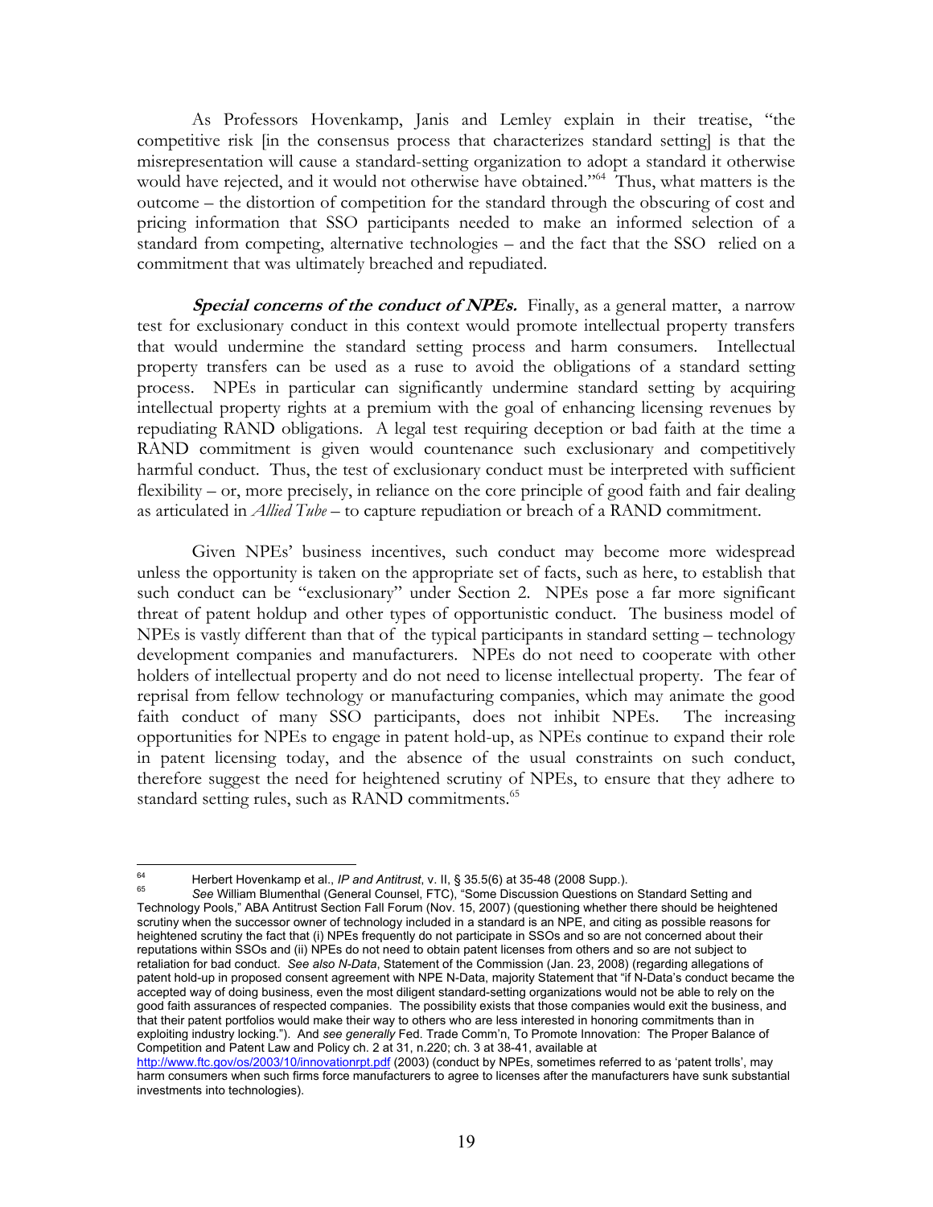As Professors Hovenkamp, Janis and Lemley explain in their treatise, "the competitive risk [in the consensus process that characterizes standard setting] is that the misrepresentation will cause a standard-setting organization to adopt a standard it otherwise would have rejected, and it would not otherwise have obtained."[64] Thus, what matters is the outcome – the distortion of competition for the standard through the obscuring of cost and pricing information that SSO participants needed to make an informed selection of a standard from competing, alternative technologies – and the fact that the SSO relied on a commitment that was ultimately breached and repudiated.

***Special concerns of the conduct of NPEs.*** Finally, as a general matter, a narrow test for exclusionary conduct in this context would promote intellectual property transfers that would undermine the standard setting process and harm consumers. Intellectual property transfers can be used as a ruse to avoid the obligations of a standard setting process. NPEs in particular can significantly undermine standard setting by acquiring intellectual property rights at a premium with the goal of enhancing licensing revenues by repudiating RAND obligations. A legal test requiring deception or bad faith at the time a RAND commitment is given would countenance such exclusionary and competitively harmful conduct. Thus, the test of exclusionary conduct must be interpreted with sufficient flexibility – or, more precisely, in reliance on the core principle of good faith and fair dealing as articulated in *Allied Tube* – to capture repudiation or breach of a RAND commitment.

Given NPEs' business incentives, such conduct may become more widespread unless the opportunity is taken on the appropriate set of facts, such as here, to establish that such conduct can be "exclusionary" under Section 2. NPEs pose a far more significant threat of patent holdup and other types of opportunistic conduct. The business model of NPEs is vastly different than that of the typical participants in standard setting – technology development companies and manufacturers. NPEs do not need to cooperate with other holders of intellectual property and do not need to license intellectual property. The fear of reprisal from fellow technology or manufacturing companies, which may animate the good faith conduct of many SSO participants, does not inhibit NPEs. The increasing opportunities for NPEs to engage in patent hold-up, as NPEs continue to expand their role in patent licensing today, and the absence of the usual constraints on such conduct, therefore suggest the need for heightened scrutiny of NPEs, to ensure that they adhere to standard setting rules, such as RAND commitments.[65]

---

[64] Herbert Hovenkamp et al., *IP and Antitrust*, v. II, § 35.5(6) at 35-48 (2008 Supp.).

[65] *See* William Blumenthal (General Counsel, FTC), "Some Discussion Questions on Standard Setting and Technology Pools," ABA Antitrust Section Fall Forum (Nov. 15, 2007) (questioning whether there should be heightened scrutiny when the successor owner of technology included in a standard is an NPE, and citing as possible reasons for heightened scrutiny the fact that (i) NPEs frequently do not participate in SSOs and so are not concerned about their reputations within SSOs and (ii) NPEs do not need to obtain patent licenses from others and so are not subject to retaliation for bad conduct. *See also N-Data*, Statement of the Commission (Jan. 23, 2008) (regarding allegations of patent hold-up in proposed consent agreement with NPE N-Data, majority Statement that "if N-Data's conduct became the accepted way of doing business, even the most diligent standard-setting organizations would not be able to rely on the good faith assurances of respected companies. The possibility exists that those companies would exit the business, and that their patent portfolios would make their way to others who are less interested in honoring commitments than in exploiting industry locking."). And *see generally* Fed. Trade Comm'n, To Promote Innovation: The Proper Balance of Competition and Patent Law and Policy ch. 2 at 31, n.220; ch. 3 at 38-41, available at http://www.ftc.gov/os/2003/10/innovationrpt.pdf (2003) (conduct by NPEs, sometimes referred to as 'patent trolls', may harm consumers when such firms force manufacturers to agree to licenses after the manufacturers have sunk substantial investments into technologies).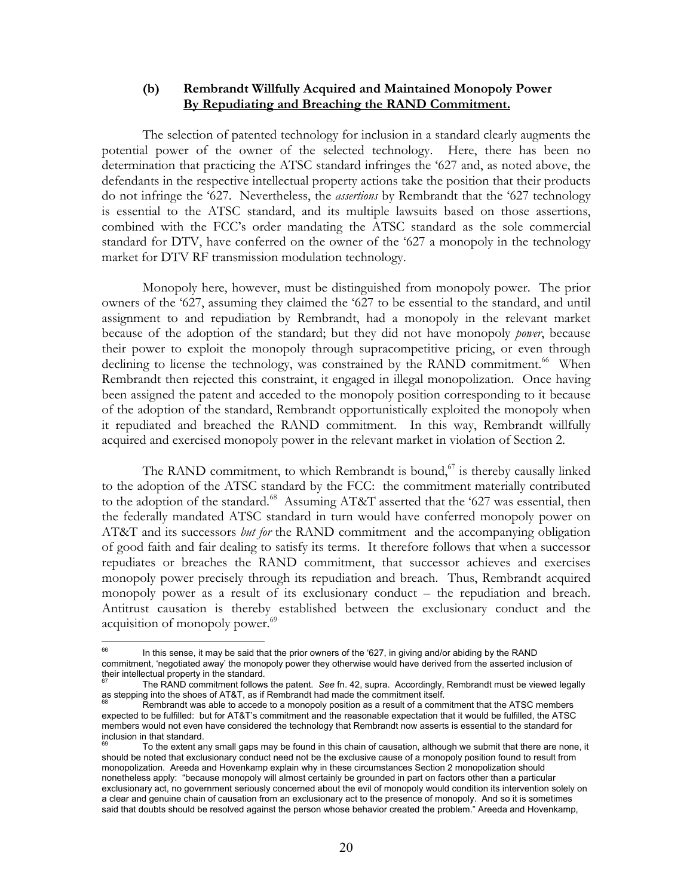### (b) Rembrandt Willfully Acquired and Maintained Monopoly Power <u>By Repudiating and Breaching the RAND Commitment.</u>

The selection of patented technology for inclusion in a standard clearly augments the potential power of the owner of the selected technology. Here, there has been no determination that practicing the ATSC standard infringes the '627 and, as noted above, the defendants in the respective intellectual property actions take the position that their products do not infringe the '627. Nevertheless, the *assertions* by Rembrandt that the '627 technology is essential to the ATSC standard, and its multiple lawsuits based on those assertions, combined with the FCC's order mandating the ATSC standard as the sole commercial standard for DTV, have conferred on the owner of the '627 a monopoly in the technology market for DTV RF transmission modulation technology.

Monopoly here, however, must be distinguished from monopoly power. The prior owners of the '627, assuming they claimed the '627 to be essential to the standard, and until assignment to and repudiation by Rembrandt, had a monopoly in the relevant market because of the adoption of the standard; but they did not have monopoly *power*, because their power to exploit the monopoly through supracompetitive pricing, or even through declining to license the technology, was constrained by the RAND commitment.[66] When Rembrandt then rejected this constraint, it engaged in illegal monopolization. Once having been assigned the patent and acceded to the monopoly position corresponding to it because of the adoption of the standard, Rembrandt opportunistically exploited the monopoly when it repudiated and breached the RAND commitment. In this way, Rembrandt willfully acquired and exercised monopoly power in the relevant market in violation of Section 2.

The RAND commitment, to which Rembrandt is bound,[67] is thereby causally linked to the adoption of the ATSC standard by the FCC: the commitment materially contributed to the adoption of the standard.[68] Assuming AT&T asserted that the '627 was essential, then the federally mandated ATSC standard in turn would have conferred monopoly power on AT&T and its successors *but for* the RAND commitment and the accompanying obligation of good faith and fair dealing to satisfy its terms. It therefore follows that when a successor repudiates or breaches the RAND commitment, that successor achieves and exercises monopoly power precisely through its repudiation and breach. Thus, Rembrandt acquired monopoly power as a result of its exclusionary conduct – the repudiation and breach. Antitrust causation is thereby established between the exclusionary conduct and the acquisition of monopoly power.[69]

---

[66] In this sense, it may be said that the prior owners of the '627, in giving and/or abiding by the RAND commitment, 'negotiated away' the monopoly power they otherwise would have derived from the asserted inclusion of their intellectual property in the standard.

[67] The RAND commitment follows the patent. *See* fn. 42, supra. Accordingly, Rembrandt must be viewed legally as stepping into the shoes of AT&T, as if Rembrandt had made the commitment itself.

[68] Rembrandt was able to accede to a monopoly position as a result of a commitment that the ATSC members expected to be fulfilled: but for AT&T's commitment and the reasonable expectation that it would be fulfilled, the ATSC members would not even have considered the technology that Rembrandt now asserts is essential to the standard for inclusion in that standard.

[69] To the extent any small gaps may be found in this chain of causation, although we submit that there are none, it should be noted that exclusionary conduct need not be the exclusive cause of a monopoly position found to result from monopolization. Areeda and Hovenkamp explain why in these circumstances Section 2 monopolization should nonetheless apply: "because monopoly will almost certainly be grounded in part on factors other than a particular exclusionary act, no government seriously concerned about the evil of monopoly would condition its intervention solely on a clear and genuine chain of causation from an exclusionary act to the presence of monopoly. And so it is sometimes said that doubts should be resolved against the person whose behavior created the problem." Areeda and Hovenkamp,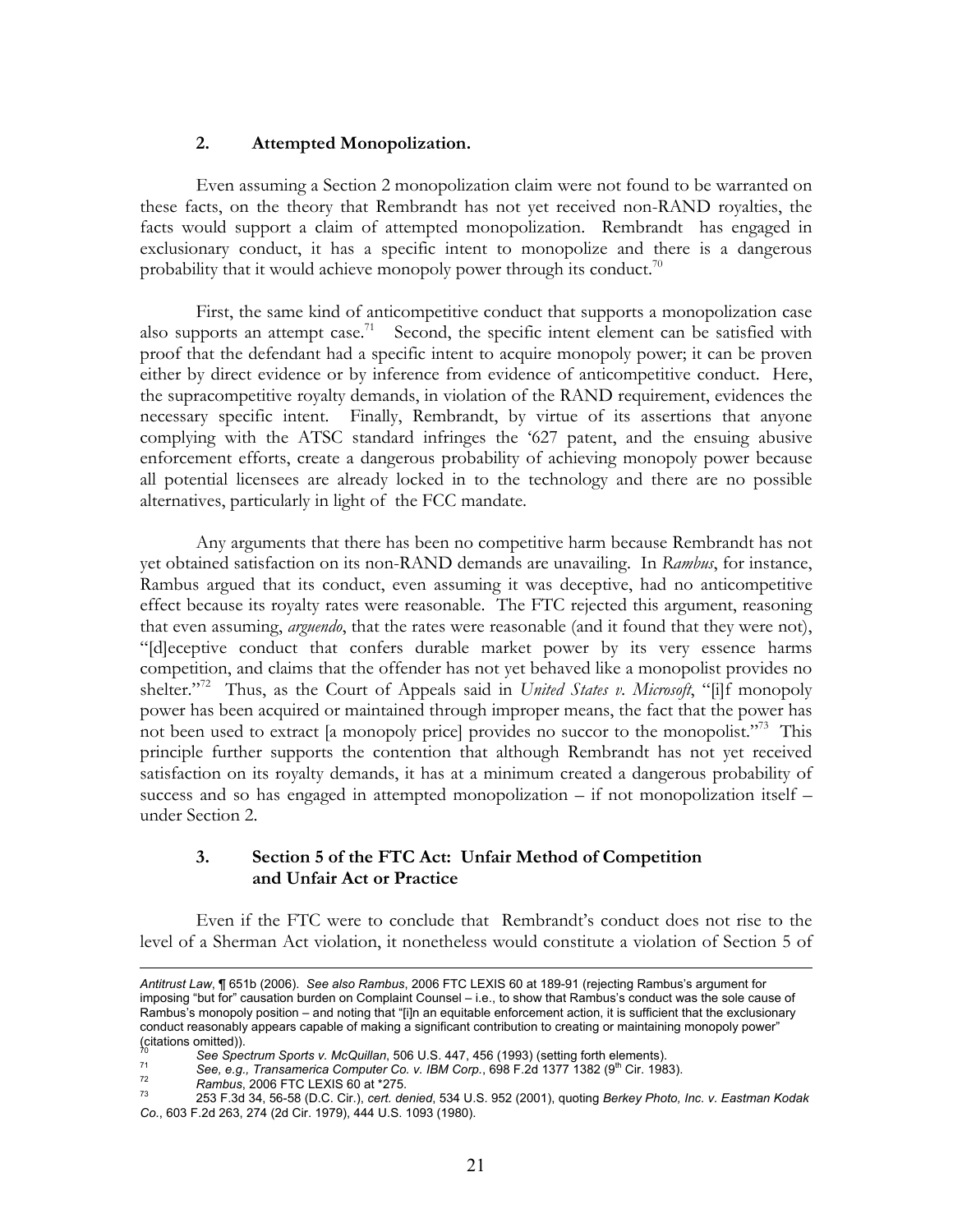### 2. Attempted Monopolization.

Even assuming a Section 2 monopolization claim were not found to be warranted on these facts, on the theory that Rembrandt has not yet received non-RAND royalties, the facts would support a claim of attempted monopolization. Rembrandt has engaged in exclusionary conduct, it has a specific intent to monopolize and there is a dangerous probability that it would achieve monopoly power through its conduct.[70]

First, the same kind of anticompetitive conduct that supports a monopolization case also supports an attempt case.[71] Second, the specific intent element can be satisfied with proof that the defendant had a specific intent to acquire monopoly power; it can be proven either by direct evidence or by inference from evidence of anticompetitive conduct. Here, the supracompetitive royalty demands, in violation of the RAND requirement, evidences the necessary specific intent. Finally, Rembrandt, by virtue of its assertions that anyone complying with the ATSC standard infringes the '627 patent, and the ensuing abusive enforcement efforts, create a dangerous probability of achieving monopoly power because all potential licensees are already locked in to the technology and there are no possible alternatives, particularly in light of the FCC mandate.

Any arguments that there has been no competitive harm because Rembrandt has not yet obtained satisfaction on its non-RAND demands are unavailing. In *Rambus*, for instance, Rambus argued that its conduct, even assuming it was deceptive, had no anticompetitive effect because its royalty rates were reasonable. The FTC rejected this argument, reasoning that even assuming, *arguendo*, that the rates were reasonable (and it found that they were not), "[d]eceptive conduct that confers durable market power by its very essence harms competition, and claims that the offender has not yet behaved like a monopolist provides no shelter."[72] Thus, as the Court of Appeals said in *United States v. Microsoft*, "[i]f monopoly power has been acquired or maintained through improper means, the fact that the power has not been used to extract [a monopoly price] provides no succor to the monopolist."[73] This principle further supports the contention that although Rembrandt has not yet received satisfaction on its royalty demands, it has at a minimum created a dangerous probability of success and so has engaged in attempted monopolization – if not monopolization itself – under Section 2.

### 3. Section 5 of the FTC Act: Unfair Method of Competition and Unfair Act or Practice

Even if the FTC were to conclude that Rembrandt's conduct does not rise to the level of a Sherman Act violation, it nonetheless would constitute a violation of Section 5 of

---

*Antitrust Law*, ¶ 651b (2006). *See also Rambus*, 2006 FTC LEXIS 60 at 189-91 (rejecting Rambus's argument for imposing "but for" causation burden on Complaint Counsel – i.e., to show that Rambus's conduct was the sole cause of Rambus's monopoly position – and noting that "[i]n an equitable enforcement action, it is sufficient that the exclusionary conduct reasonably appears capable of making a significant contribution to creating or maintaining monopoly power" (citations omitted)).

[70] *See Spectrum Sports v. McQuillan*, 506 U.S. 447, 456 (1993) (setting forth elements).

[71] *See, e.g., Transamerica Computer Co. v. IBM Corp.*, 698 F.2d 1377 1382 (9th Cir. 1983).

[72] *Rambus*, 2006 FTC LEXIS 60 at *275.

[73] 253 F.3d 34, 56-58 (D.C. Cir.), *cert. denied*, 534 U.S. 952 (2001), quoting *Berkey Photo, Inc. v. Eastman Kodak Co.*, 603 F.2d 263, 274 (2d Cir. 1979), 444 U.S. 1093 (1980).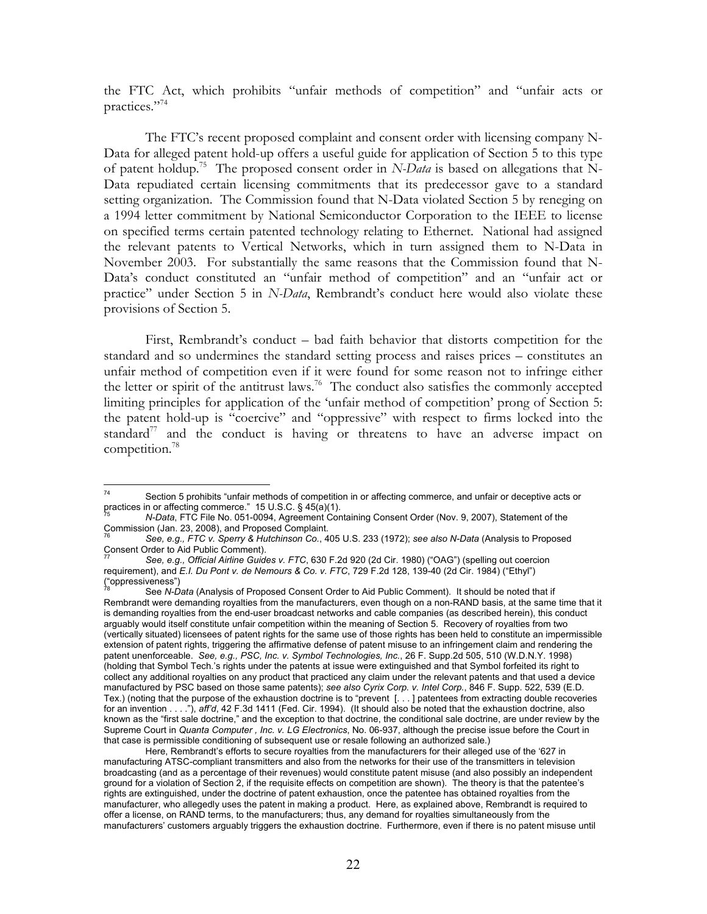the FTC Act, which prohibits "unfair methods of competition" and "unfair acts or practices."[74]

The FTC's recent proposed complaint and consent order with licensing company N-Data for alleged patent hold-up offers a useful guide for application of Section 5 to this type of patent holdup.[75] The proposed consent order in *N-Data* is based on allegations that N-Data repudiated certain licensing commitments that its predecessor gave to a standard setting organization. The Commission found that N-Data violated Section 5 by reneging on a 1994 letter commitment by National Semiconductor Corporation to the IEEE to license on specified terms certain patented technology relating to Ethernet. National had assigned the relevant patents to Vertical Networks, which in turn assigned them to N-Data in November 2003. For substantially the same reasons that the Commission found that N-Data's conduct constituted an "unfair method of competition" and an "unfair act or practice" under Section 5 in *N-Data*, Rembrandt's conduct here would also violate these provisions of Section 5.

First, Rembrandt's conduct – bad faith behavior that distorts competition for the standard and so undermines the standard setting process and raises prices – constitutes an unfair method of competition even if it were found for some reason not to infringe either the letter or spirit of the antitrust laws.[76] The conduct also satisfies the commonly accepted limiting principles for application of the 'unfair method of competition' prong of Section 5: the patent hold-up is "coercive" and "oppressive" with respect to firms locked into the standard[77] and the conduct is having or threatens to have an adverse impact on competition.[78]

---

[74] Section 5 prohibits "unfair methods of competition in or affecting commerce, and unfair or deceptive acts or practices in or affecting commerce." 15 U.S.C. § 45(a)(1).

[75] *N-Data*, FTC File No. 051-0094, Agreement Containing Consent Order (Nov. 9, 2007), Statement of the Commission (Jan. 23, 2008), and Proposed Complaint.

[76] *See, e.g., FTC v. Sperry & Hutchinson Co.*, 405 U.S. 233 (1972); *see also N-Data* (Analysis to Proposed Consent Order to Aid Public Comment).

[77] *See, e.g., Official Airline Guides v. FTC*, 630 F.2d 920 (2d Cir. 1980) ("OAG") (spelling out coercion requirement), and *E.I. Du Pont v. de Nemours & Co. v. FTC*, 729 F.2d 128, 139-40 (2d Cir. 1984) ("Ethyl") ("oppressiveness")

[78] See *N-Data* (Analysis of Proposed Consent Order to Aid Public Comment). It should be noted that if Rembrandt were demanding royalties from the manufacturers, even though on a non-RAND basis, at the same time that it is demanding royalties from the end-user broadcast networks and cable companies (as described herein), this conduct arguably would itself constitute unfair competition within the meaning of Section 5. Recovery of royalties from two (vertically situated) licensees of patent rights for the same use of those rights has been held to constitute an impermissible extension of patent rights, triggering the affirmative defense of patent misuse to an infringement claim and rendering the patent unenforceable. *See, e.g., PSC, Inc. v. Symbol Technologies, Inc.*, 26 F. Supp.2d 505, 510 (W.D.N.Y. 1998) (holding that Symbol Tech.'s rights under the patents at issue were extinguished and that Symbol forfeited its right to collect any additional royalties on any product that practiced any claim under the relevant patents and that used a device manufactured by PSC based on those same patents); *see also Cyrix Corp. v. Intel Corp.*, 846 F. Supp. 522, 539 (E.D. Tex.) (noting that the purpose of the exhaustion doctrine is to "prevent [. . . ] patentees from extracting double recoveries for an invention . . . ."), *aff'd*, 42 F.3d 1411 (Fed. Cir. 1994). (It should also be noted that the exhaustion doctrine, also known as the "first sale doctrine," and the exception to that doctrine, the conditional sale doctrine, are under review by the Supreme Court in *Quanta Computer , Inc. v. LG Electronics*, No. 06-937, although the precise issue before the Court in that case is permissible conditioning of subsequent use or resale following an authorized sale.)

Here, Rembrandt's efforts to secure royalties from the manufacturers for their alleged use of the '627 in manufacturing ATSC-compliant transmitters and also from the networks for their use of the transmitters in television broadcasting (and as a percentage of their revenues) would constitute patent misuse (and also possibly an independent ground for a violation of Section 2, if the requisite effects on competition are shown). The theory is that the patentee's rights are extinguished, under the doctrine of patent exhaustion, once the patentee has obtained royalties from the manufacturer, who allegedly uses the patent in making a product. Here, as explained above, Rembrandt is required to offer a license, on RAND terms, to the manufacturers; thus, any demand for royalties simultaneously from the manufacturers' customers arguably triggers the exhaustion doctrine. Furthermore, even if there is no patent misuse until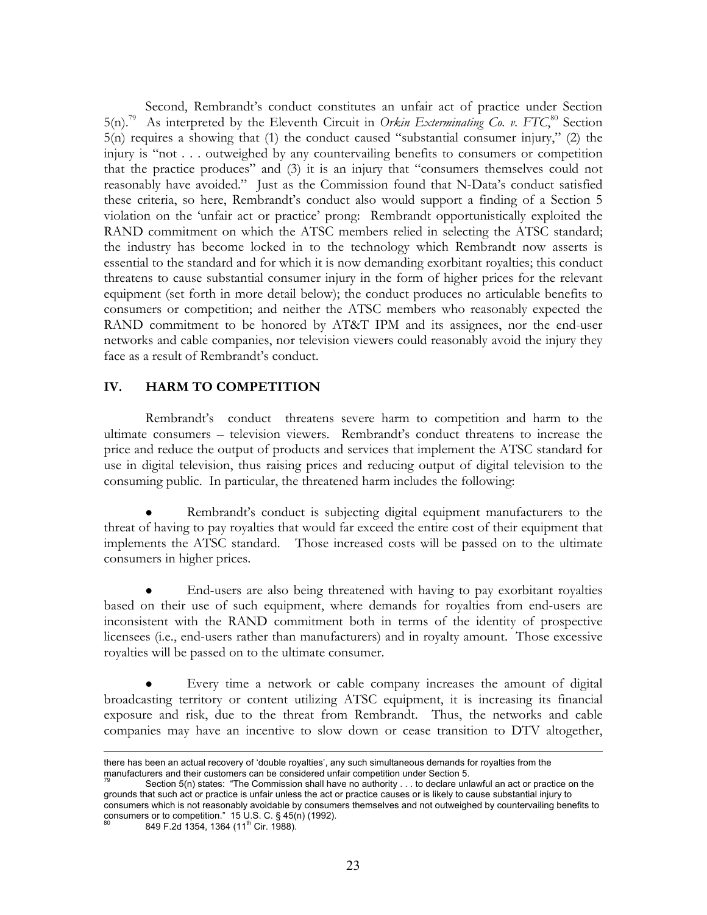Second, Rembrandt's conduct constitutes an unfair act of practice under Section 5(n).[79] As interpreted by the Eleventh Circuit in *Orkin Exterminating Co. v. FTC*,[80] Section 5(n) requires a showing that (1) the conduct caused "substantial consumer injury," (2) the injury is "not . . . outweighed by any countervailing benefits to consumers or competition that the practice produces" and (3) it is an injury that "consumers themselves could not reasonably have avoided." Just as the Commission found that N-Data's conduct satisfied these criteria, so here, Rembrandt's conduct also would support a finding of a Section 5 violation on the 'unfair act or practice' prong: Rembrandt opportunistically exploited the RAND commitment on which the ATSC members relied in selecting the ATSC standard; the industry has become locked in to the technology which Rembrandt now asserts is essential to the standard and for which it is now demanding exorbitant royalties; this conduct threatens to cause substantial consumer injury in the form of higher prices for the relevant equipment (set forth in more detail below); the conduct produces no articulable benefits to consumers or competition; and neither the ATSC members who reasonably expected the RAND commitment to be honored by AT&T IPM and its assignees, nor the end-user networks and cable companies, nor television viewers could reasonably avoid the injury they face as a result of Rembrandt's conduct.

## IV. HARM TO COMPETITION

Rembrandt's conduct threatens severe harm to competition and harm to the ultimate consumers – television viewers. Rembrandt's conduct threatens to increase the price and reduce the output of products and services that implement the ATSC standard for use in digital television, thus raising prices and reducing output of digital television to the consuming public. In particular, the threatened harm includes the following:

- Rembrandt's conduct is subjecting digital equipment manufacturers to the threat of having to pay royalties that would far exceed the entire cost of their equipment that implements the ATSC standard. Those increased costs will be passed on to the ultimate consumers in higher prices.

- End-users are also being threatened with having to pay exorbitant royalties based on their use of such equipment, where demands for royalties from end-users are inconsistent with the RAND commitment both in terms of the identity of prospective licensees (i.e., end-users rather than manufacturers) and in royalty amount. Those excessive royalties will be passed on to the ultimate consumer.

- Every time a network or cable company increases the amount of digital broadcasting territory or content utilizing ATSC equipment, it is increasing its financial exposure and risk, due to the threat from Rembrandt. Thus, the networks and cable companies may have an incentive to slow down or cease transition to DTV altogether,

---

there has been an actual recovery of 'double royalties', any such simultaneous demands for royalties from the manufacturers and their customers can be considered unfair competition under Section 5.

[79] Section 5(n) states: "The Commission shall have no authority . . . to declare unlawful an act or practice on the grounds that such act or practice is unfair unless the act or practice causes or is likely to cause substantial injury to consumers which is not reasonably avoidable by consumers themselves and not outweighed by countervailing benefits to consumers or to competition." 15 U.S. C. § 45(n) (1992).

[80] 849 F.2d 1354, 1364 (11th Cir. 1988).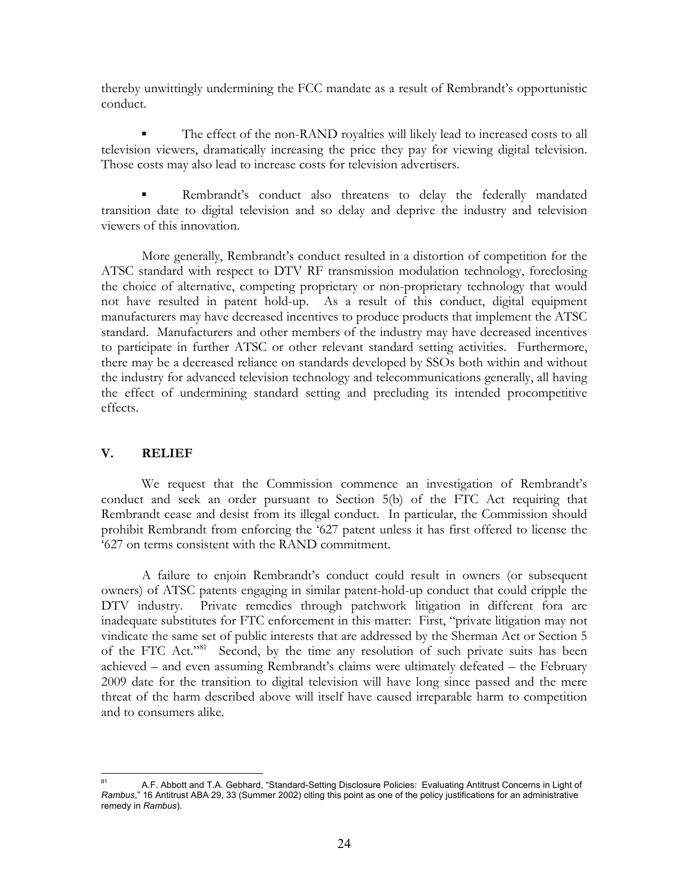thereby unwittingly undermining the FCC mandate as a result of Rembrandt's opportunistic conduct.

- The effect of the non-RAND royalties will likely lead to increased costs to all television viewers, dramatically increasing the price they pay for viewing digital television. Those costs may also lead to increase costs for television advertisers.

- Rembrandt's conduct also threatens to delay the federally mandated transition date to digital television and so delay and deprive the industry and television viewers of this innovation.

More generally, Rembrandt's conduct resulted in a distortion of competition for the ATSC standard with respect to DTV RF transmission modulation technology, foreclosing the choice of alternative, competing proprietary or non-proprietary technology that would not have resulted in patent hold-up. As a result of this conduct, digital equipment manufacturers may have decreased incentives to produce products that implement the ATSC standard. Manufacturers and other members of the industry may have decreased incentives to participate in further ATSC or other relevant standard setting activities. Furthermore, there may be a decreased reliance on standards developed by SSOs both within and without the industry for advanced television technology and telecommunications generally, all having the effect of undermining standard setting and precluding its intended procompetitive effects.

## V. RELIEF

We request that the Commission commence an investigation of Rembrandt's conduct and seek an order pursuant to Section 5(b) of the FTC Act requiring that Rembrandt cease and desist from its illegal conduct. In particular, the Commission should prohibit Rembrandt from enforcing the '627 patent unless it has first offered to license the '627 on terms consistent with the RAND commitment.

A failure to enjoin Rembrandt's conduct could result in owners (or subsequent owners) of ATSC patents engaging in similar patent-hold-up conduct that could cripple the DTV industry. Private remedies through patchwork litigation in different fora are inadequate substitutes for FTC enforcement in this matter: First, "private litigation may not vindicate the same set of public interests that are addressed by the Sherman Act or Section 5 of the FTC Act."[81] Second, by the time any resolution of such private suits has been achieved – and even assuming Rembrandt's claims were ultimately defeated – the February 2009 date for the transition to digital television will have long since passed and the mere threat of the harm described above will itself have caused irreparable harm to competition and to consumers alike.

---

[81] A.F. Abbott and T.A. Gebhard, "Standard-Setting Disclosure Policies: Evaluating Antitrust Concerns in Light of *Rambus*," 16 Antitrust ABA 29, 33 (Summer 2002) citing this point as one of the policy justifications for an administrative remedy in *Rambus*).